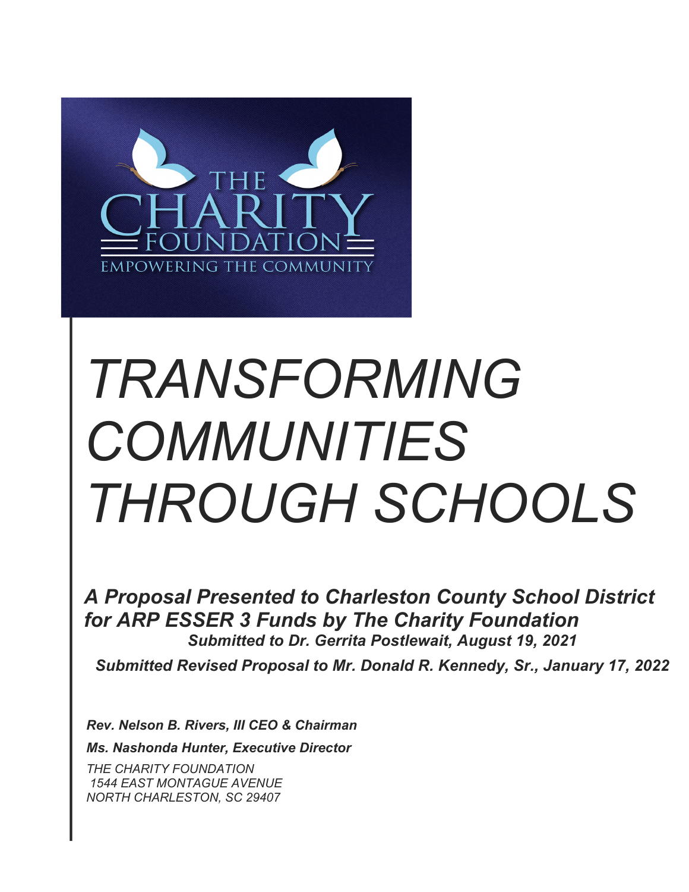THE CHARITY FOUNDATION

EMPOWERING THE COMMUNITY

# *TRANSFORMING COMMUNITIES THROUGH SCHOOLS*

***A Proposal Presented to Charleston County School District for ARP ESSER 3 Funds by The Charity Foundation***

***Submitted to Dr. Gerrita Postlewait, August 19, 2021***

***Submitted Revised Proposal to Mr. Donald R. Kennedy, Sr., January 17, 2022***

***Rev. Nelson B. Rivers, III CEO & Chairman***

***Ms. Nashonda Hunter, Executive Director***

*THE CHARITY FOUNDATION*
*1544 EAST MONTAGUE AVENUE*
*NORTH CHARLESTON, SC 29407*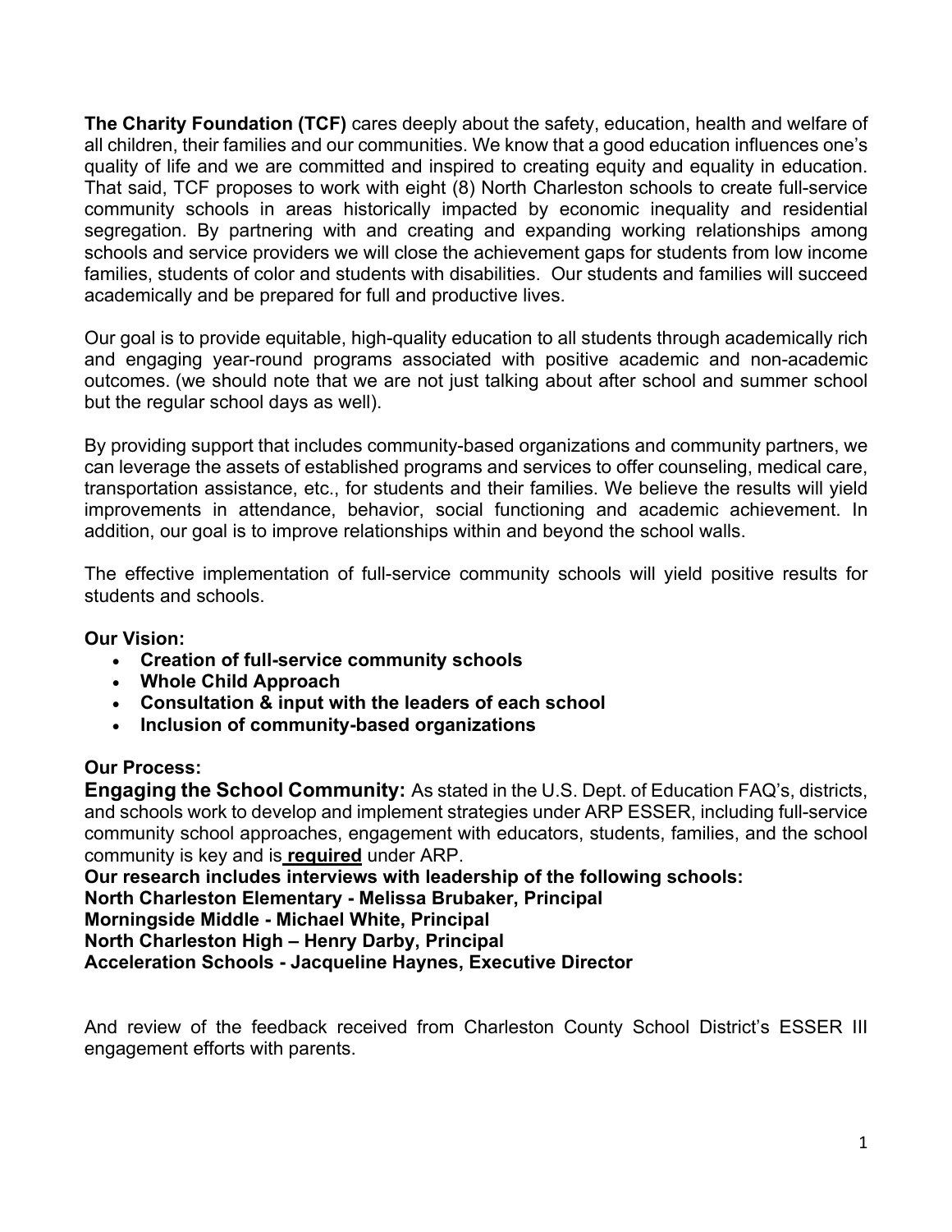**The Charity Foundation (TCF)** cares deeply about the safety, education, health and welfare of all children, their families and our communities. We know that a good education influences one's quality of life and we are committed and inspired to creating equity and equality in education. That said, TCF proposes to work with eight (8) North Charleston schools to create full-service community schools in areas historically impacted by economic inequality and residential segregation. By partnering with and creating and expanding working relationships among schools and service providers we will close the achievement gaps for students from low income families, students of color and students with disabilities. Our students and families will succeed academically and be prepared for full and productive lives.

Our goal is to provide equitable, high-quality education to all students through academically rich and engaging year-round programs associated with positive academic and non-academic outcomes. (we should note that we are not just talking about after school and summer school but the regular school days as well).

By providing support that includes community-based organizations and community partners, we can leverage the assets of established programs and services to offer counseling, medical care, transportation assistance, etc., for students and their families. We believe the results will yield improvements in attendance, behavior, social functioning and academic achievement. In addition, our goal is to improve relationships within and beyond the school walls.

The effective implementation of full-service community schools will yield positive results for students and schools.

**Our Vision:**

- **Creation of full-service community schools**
- **Whole Child Approach**
- **Consultation & input with the leaders of each school**
- **Inclusion of community-based organizations**

**Our Process:**

**Engaging the School Community:** As stated in the U.S. Dept. of Education FAQ's, districts, and schools work to develop and implement strategies under ARP ESSER, including full-service community school approaches, engagement with educators, students, families, and the school community is key and is **required** under ARP.

**Our research includes interviews with leadership of the following schools:**
**North Charleston Elementary - Melissa Brubaker, Principal**
**Morningside Middle - Michael White, Principal**
**North Charleston High – Henry Darby, Principal**
**Acceleration Schools - Jacqueline Haynes, Executive Director**

And review of the feedback received from Charleston County School District's ESSER III engagement efforts with parents.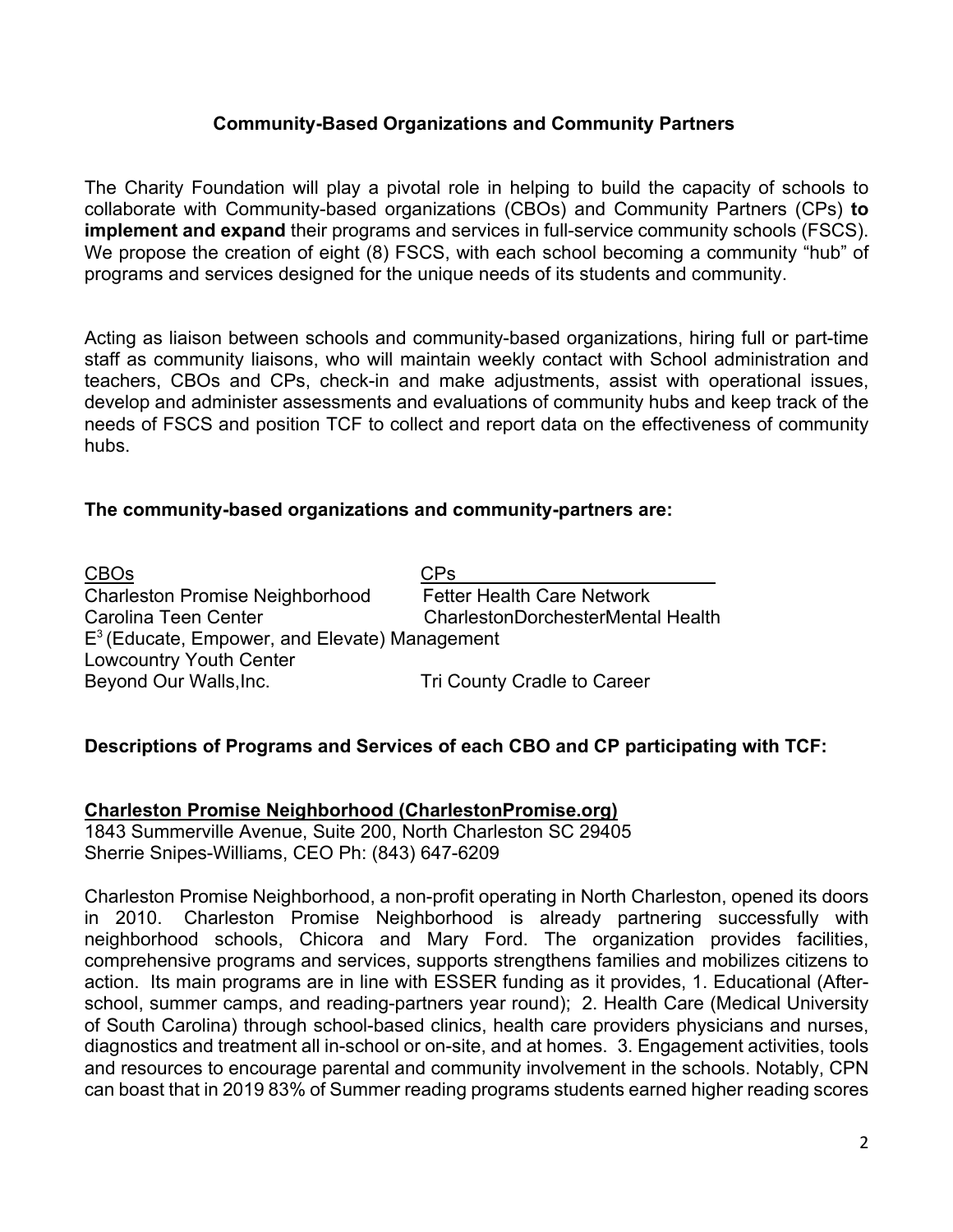### Community-Based Organizations and Community Partners

The Charity Foundation will play a pivotal role in helping to build the capacity of schools to collaborate with Community-based organizations (CBOs) and Community Partners (CPs) **to implement and expand** their programs and services in full-service community schools (FSCS). We propose the creation of eight (8) FSCS, with each school becoming a community "hub" of programs and services designed for the unique needs of its students and community.

Acting as liaison between schools and community-based organizations, hiring full or part-time staff as community liaisons, who will maintain weekly contact with School administration and teachers, CBOs and CPs, check-in and make adjustments, assist with operational issues, develop and administer assessments and evaluations of community hubs and keep track of the needs of FSCS and position TCF to collect and report data on the effectiveness of community hubs.

**The community-based organizations and community-partners are:**

| CBOs | CPs |
| --- | --- |
| Charleston Promise Neighborhood | Fetter Health Care Network |
| Carolina Teen Center | CharlestonDorchesterMental Health |
| $E^3$ (Educate, Empower, and Elevate) Management | |
| Lowcountry Youth Center | |
| Beyond Our Walls,Inc. | Tri County Cradle to Career |

**Descriptions of Programs and Services of each CBO and CP participating with TCF:**

**Charleston Promise Neighborhood (CharlestonPromise.org)**
1843 Summerville Avenue, Suite 200, North Charleston SC 29405
Sherrie Snipes-Williams, CEO Ph: (843) 647-6209

Charleston Promise Neighborhood, a non-profit operating in North Charleston, opened its doors in 2010. Charleston Promise Neighborhood is already partnering successfully with neighborhood schools, Chicora and Mary Ford. The organization provides facilities, comprehensive programs and services, supports strengthens families and mobilizes citizens to action. Its main programs are in line with ESSER funding as it provides, 1. Educational (After-school, summer camps, and reading-partners year round); 2. Health Care (Medical University of South Carolina) through school-based clinics, health care providers physicians and nurses, diagnostics and treatment all in-school or on-site, and at homes. 3. Engagement activities, tools and resources to encourage parental and community involvement in the schools. Notably, CPN can boast that in 2019 83% of Summer reading programs students earned higher reading scores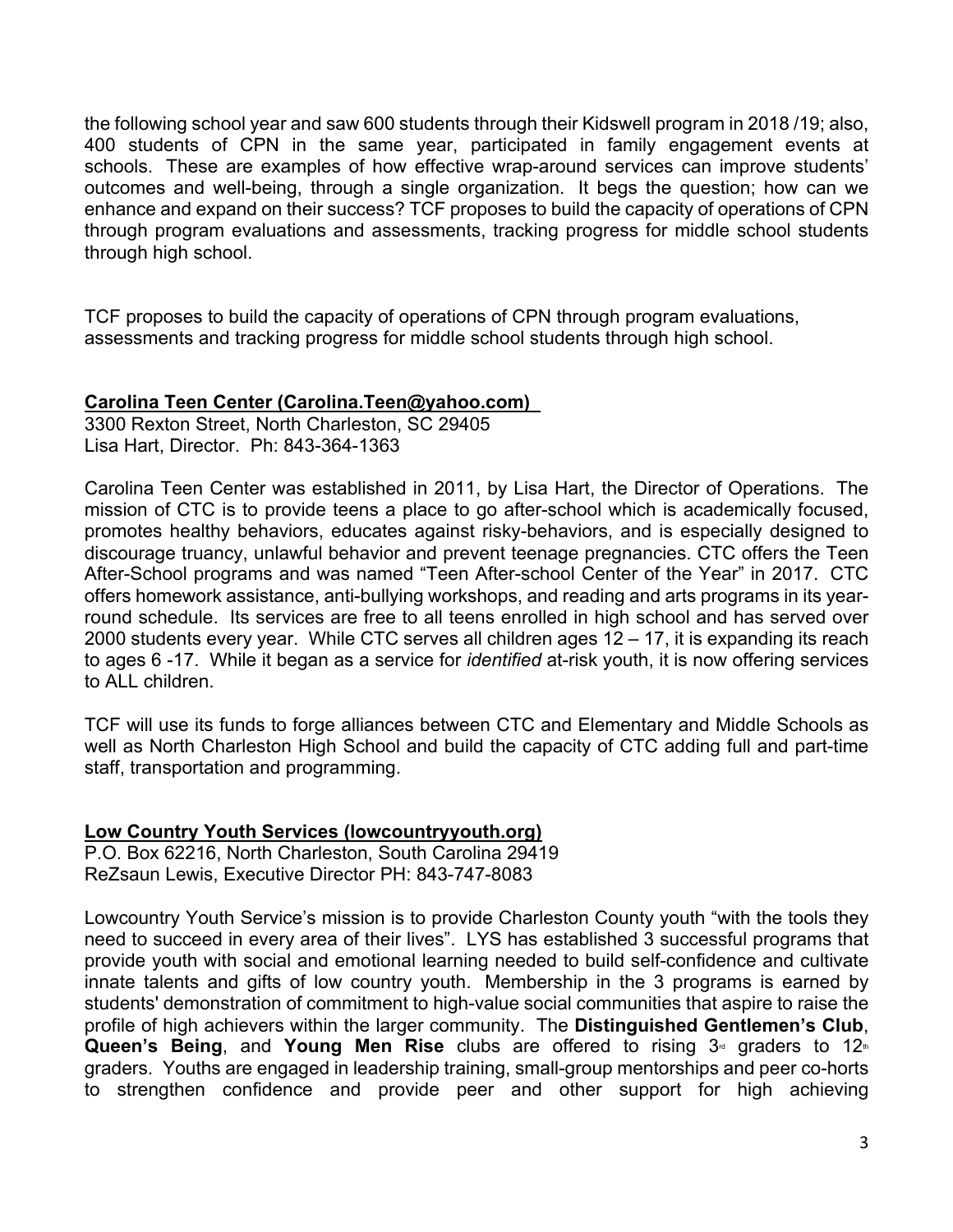the following school year and saw 600 students through their Kidswell program in 2018 /19; also, 400 students of CPN in the same year, participated in family engagement events at schools. These are examples of how effective wrap-around services can improve students' outcomes and well-being, through a single organization. It begs the question; how can we enhance and expand on their success? TCF proposes to build the capacity of operations of CPN through program evaluations and assessments, tracking progress for middle school students through high school.

TCF proposes to build the capacity of operations of CPN through program evaluations, assessments and tracking progress for middle school students through high school.

**Carolina Teen Center (Carolina.Teen@yahoo.com)**

3300 Rexton Street, North Charleston, SC 29405
Lisa Hart, Director. Ph: 843-364-1363

Carolina Teen Center was established in 2011, by Lisa Hart, the Director of Operations. The mission of CTC is to provide teens a place to go after-school which is academically focused, promotes healthy behaviors, educates against risky-behaviors, and is especially designed to discourage truancy, unlawful behavior and prevent teenage pregnancies. CTC offers the Teen After-School programs and was named "Teen After-school Center of the Year" in 2017. CTC offers homework assistance, anti-bullying workshops, and reading and arts programs in its year-round schedule. Its services are free to all teens enrolled in high school and has served over 2000 students every year. While CTC serves all children ages 12 – 17, it is expanding its reach to ages 6 -17. While it began as a service for *identified* at-risk youth, it is now offering services to ALL children.

TCF will use its funds to forge alliances between CTC and Elementary and Middle Schools as well as North Charleston High School and build the capacity of CTC adding full and part-time staff, transportation and programming.

**Low Country Youth Services (lowcountryyouth.org)**

P.O. Box 62216, North Charleston, South Carolina 29419
ReZsaun Lewis, Executive Director PH: 843-747-8083

Lowcountry Youth Service's mission is to provide Charleston County youth "with the tools they need to succeed in every area of their lives". LYS has established 3 successful programs that provide youth with social and emotional learning needed to build self-confidence and cultivate innate talents and gifts of low country youth. Membership in the 3 programs is earned by students' demonstration of commitment to high-value social communities that aspire to raise the profile of high achievers within the larger community. The **Distinguished Gentlemen's Club**, **Queen's Being**, and **Young Men Rise** clubs are offered to rising 3rd graders to 12th graders. Youths are engaged in leadership training, small-group mentorships and peer co-horts to strengthen confidence and provide peer and other support for high achieving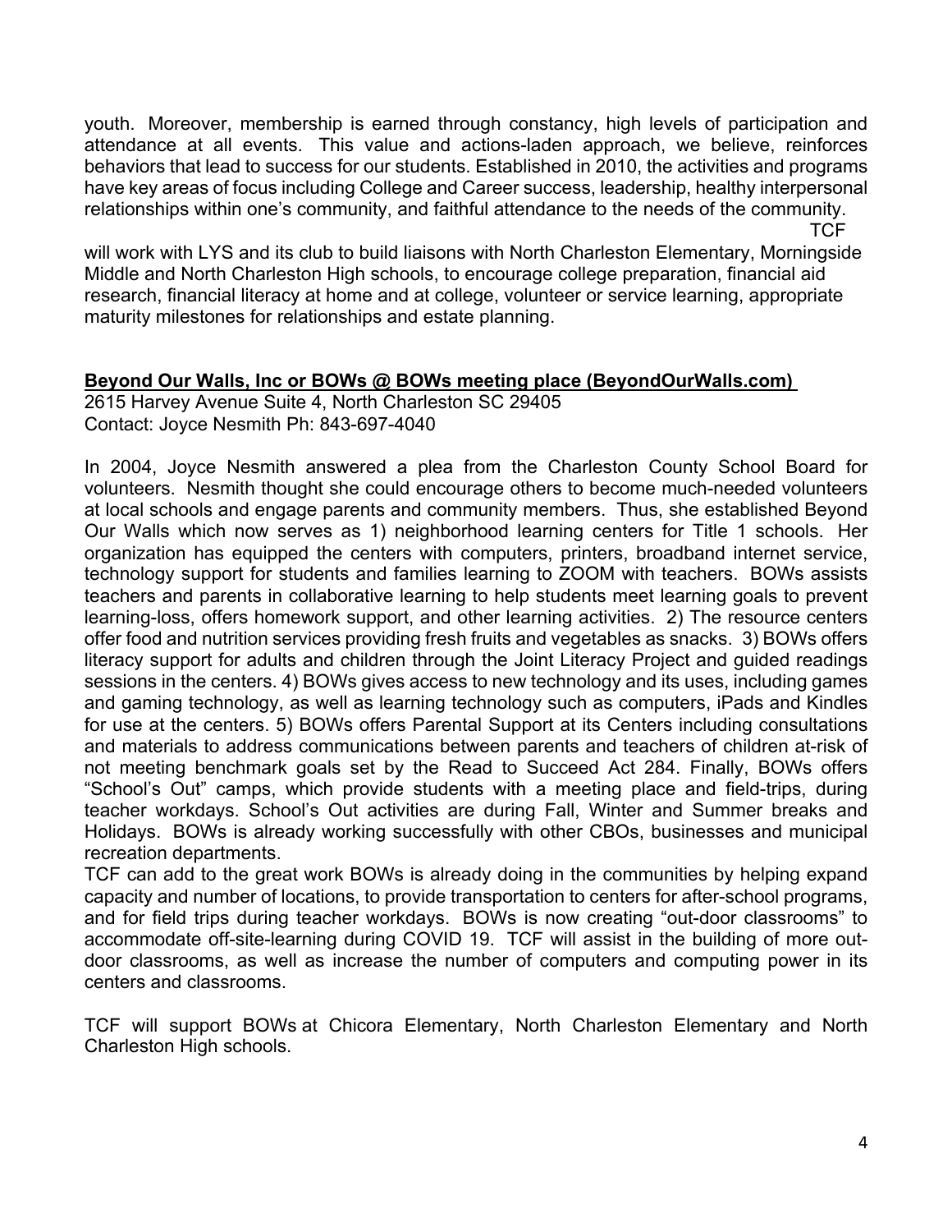youth. Moreover, membership is earned through constancy, high levels of participation and attendance at all events. This value and actions-laden approach, we believe, reinforces behaviors that lead to success for our students. Established in 2010, the activities and programs have key areas of focus including College and Career success, leadership, healthy interpersonal relationships within one's community, and faithful attendance to the needs of the community.

TCF will work with LYS and its club to build liaisons with North Charleston Elementary, Morningside Middle and North Charleston High schools, to encourage college preparation, financial aid research, financial literacy at home and at college, volunteer or service learning, appropriate maturity milestones for relationships and estate planning.

**Beyond Our Walls, Inc or BOWs @ BOWs meeting place (BeyondOurWalls.com)**

2615 Harvey Avenue Suite 4, North Charleston SC 29405
Contact: Joyce Nesmith Ph: 843-697-4040

In 2004, Joyce Nesmith answered a plea from the Charleston County School Board for volunteers. Nesmith thought she could encourage others to become much-needed volunteers at local schools and engage parents and community members. Thus, she established Beyond Our Walls which now serves as 1) neighborhood learning centers for Title 1 schools. Her organization has equipped the centers with computers, printers, broadband internet service, technology support for students and families learning to ZOOM with teachers. BOWs assists teachers and parents in collaborative learning to help students meet learning goals to prevent learning-loss, offers homework support, and other learning activities. 2) The resource centers offer food and nutrition services providing fresh fruits and vegetables as snacks. 3) BOWs offers literacy support for adults and children through the Joint Literacy Project and guided readings sessions in the centers. 4) BOWs gives access to new technology and its uses, including games and gaming technology, as well as learning technology such as computers, iPads and Kindles for use at the centers. 5) BOWs offers Parental Support at its Centers including consultations and materials to address communications between parents and teachers of children at-risk of not meeting benchmark goals set by the Read to Succeed Act 284. Finally, BOWs offers "School's Out" camps, which provide students with a meeting place and field-trips, during teacher workdays. School's Out activities are during Fall, Winter and Summer breaks and Holidays. BOWs is already working successfully with other CBOs, businesses and municipal recreation departments.

TCF can add to the great work BOWs is already doing in the communities by helping expand capacity and number of locations, to provide transportation to centers for after-school programs, and for field trips during teacher workdays. BOWs is now creating "out-door classrooms" to accommodate off-site-learning during COVID 19. TCF will assist in the building of more out-door classrooms, as well as increase the number of computers and computing power in its centers and classrooms.

TCF will support BOWs at Chicora Elementary, North Charleston Elementary and North Charleston High schools.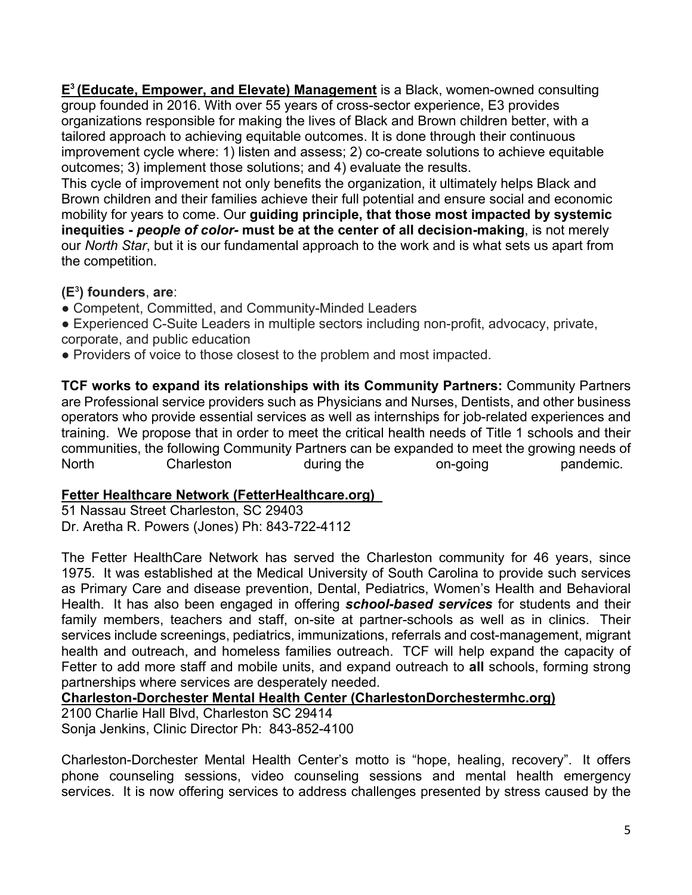**E$^3$ (Educate, Empower, and Elevate) Management** is a Black, women-owned consulting group founded in 2016. With over 55 years of cross-sector experience, E3 provides organizations responsible for making the lives of Black and Brown children better, with a tailored approach to achieving equitable outcomes. It is done through their continuous improvement cycle where: 1) listen and assess; 2) co-create solutions to achieve equitable outcomes; 3) implement those solutions; and 4) evaluate the results.

This cycle of improvement not only benefits the organization, it ultimately helps Black and Brown children and their families achieve their full potential and ensure social and economic mobility for years to come. Our **guiding principle, that those most impacted by systemic inequities - *people of color-* must be at the center of all decision-making**, is not merely our *North Star*, but it is our fundamental approach to the work and is what sets us apart from the competition.

**(E$^3$) founders**, **are**:

- Competent, Committed, and Community-Minded Leaders
- Experienced C-Suite Leaders in multiple sectors including non-profit, advocacy, private, corporate, and public education
- Providers of voice to those closest to the problem and most impacted.

**TCF works to expand its relationships with its Community Partners:** Community Partners are Professional service providers such as Physicians and Nurses, Dentists, and other business operators who provide essential services as well as internships for job-related experiences and training. We propose that in order to meet the critical health needs of Title 1 schools and their communities, the following Community Partners can be expanded to meet the growing needs of North Charleston during the on-going pandemic.

**Fetter Healthcare Network (FetterHealthcare.org)**

51 Nassau Street Charleston, SC 29403
Dr. Aretha R. Powers (Jones) Ph: 843-722-4112

The Fetter HealthCare Network has served the Charleston community for 46 years, since 1975. It was established at the Medical University of South Carolina to provide such services as Primary Care and disease prevention, Dental, Pediatrics, Women's Health and Behavioral Health. It has also been engaged in offering ***school-based services*** for students and their family members, teachers and staff, on-site at partner-schools as well as in clinics. Their services include screenings, pediatrics, immunizations, referrals and cost-management, migrant health and outreach, and homeless families outreach. TCF will help expand the capacity of Fetter to add more staff and mobile units, and expand outreach to **all** schools, forming strong partnerships where services are desperately needed.

**Charleston-Dorchester Mental Health Center (CharlestonDorchestermhc.org)**

2100 Charlie Hall Blvd, Charleston SC 29414
Sonja Jenkins, Clinic Director Ph: 843-852-4100

Charleston-Dorchester Mental Health Center's motto is "hope, healing, recovery". It offers phone counseling sessions, video counseling sessions and mental health emergency services. It is now offering services to address challenges presented by stress caused by the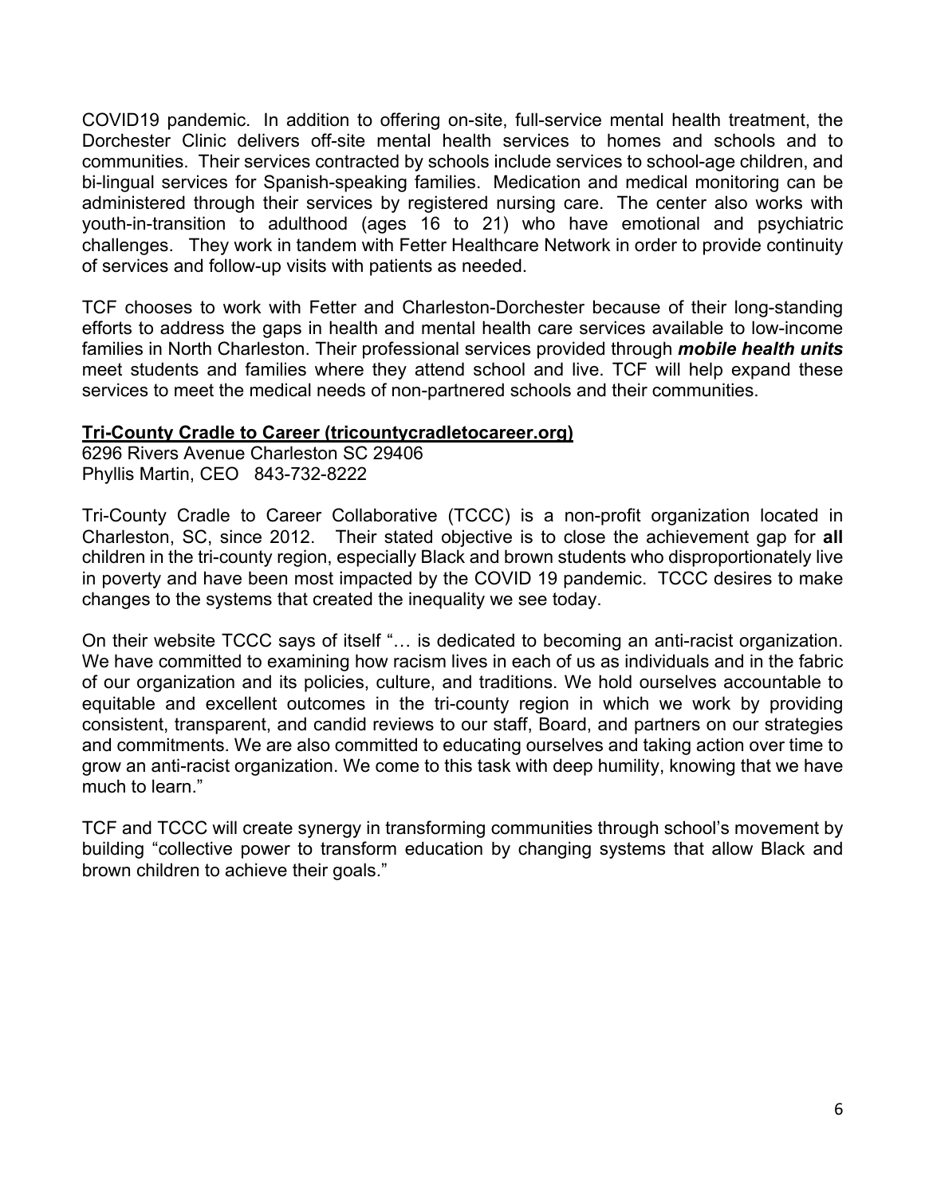COVID19 pandemic. In addition to offering on-site, full-service mental health treatment, the Dorchester Clinic delivers off-site mental health services to homes and schools and to communities. Their services contracted by schools include services to school-age children, and bi-lingual services for Spanish-speaking families. Medication and medical monitoring can be administered through their services by registered nursing care. The center also works with youth-in-transition to adulthood (ages 16 to 21) who have emotional and psychiatric challenges. They work in tandem with Fetter Healthcare Network in order to provide continuity of services and follow-up visits with patients as needed.

TCF chooses to work with Fetter and Charleston-Dorchester because of their long-standing efforts to address the gaps in health and mental health care services available to low-income families in North Charleston. Their professional services provided through ***mobile health units*** meet students and families where they attend school and live. TCF will help expand these services to meet the medical needs of non-partnered schools and their communities.

**Tri-County Cradle to Career (tricountycradletocareer.org)**
6296 Rivers Avenue Charleston SC 29406
Phyllis Martin, CEO 843-732-8222

Tri-County Cradle to Career Collaborative (TCCC) is a non-profit organization located in Charleston, SC, since 2012. Their stated objective is to close the achievement gap for **all** children in the tri-county region, especially Black and brown students who disproportionately live in poverty and have been most impacted by the COVID 19 pandemic. TCCC desires to make changes to the systems that created the inequality we see today.

On their website TCCC says of itself "… is dedicated to becoming an anti-racist organization. We have committed to examining how racism lives in each of us as individuals and in the fabric of our organization and its policies, culture, and traditions. We hold ourselves accountable to equitable and excellent outcomes in the tri-county region in which we work by providing consistent, transparent, and candid reviews to our staff, Board, and partners on our strategies and commitments. We are also committed to educating ourselves and taking action over time to grow an anti-racist organization. We come to this task with deep humility, knowing that we have much to learn."

TCF and TCCC will create synergy in transforming communities through school's movement by building "collective power to transform education by changing systems that allow Black and brown children to achieve their goals."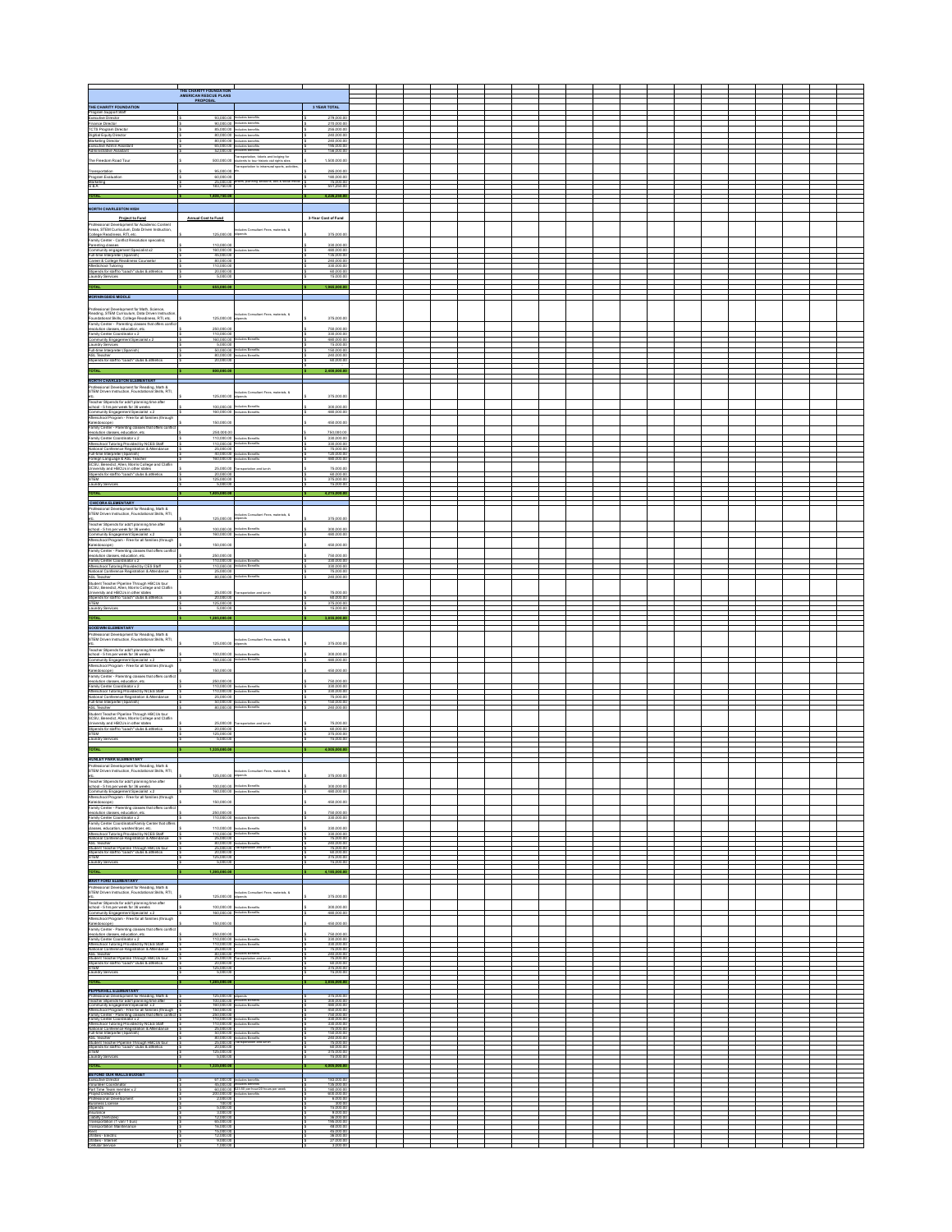| THE CHARITY FOUNDATION AMERICAN RESCUE PLANS PROPOSAL | | | |
|---|---|---|---|
| **THE CHARITY FOUNDATION** | | | **3 YEAR TOTAL** |
| Program Support Staff | | | |
| Executive Director | $ 93,000.00 | Includes benefits | $ 279,000.00 |
| Financial Director | $ 90,000.00 | includes benefits | $ 270,000.00 |
| TCTS Program Director | $ 86,000.00 | includes benefits | $ 258,000.00 |
| Digital Equity Director | $ 80,000.00 | includes benefits | $ 240,000.00 |
| Marketing Director | $ 80,000.00 | includes benefits | $ 240,000.00 |
| Executive Admin Assistant | $ 66,000.00 | includes benefits | $ 198,000.00 |
| Administrative Assistant | $ 52,000.00 | includes benefits | $ 156,000.00 |
| The Freedom Road Tour | $ 500,000.00 | Transportation, tickets and lodging for students to tour historic civil rights sites | $ 1,500,000.00 |
| Transportation | $ 95,000.00 | Transportation to intramural sports, activities, etc. | $ 285,000.00 |
| Program Evaluation | $ 60,000.00 | | $ 180,000.00 |
| Marketing | $ 25,000.00 | Events, planning sessions, web & social media | $ 75,000.00 |
| G & A | $ 183,750.00 | | $ 551,250.00 |
| **TOTAL** | **$ 1,409,750.00** | | **$ 4,229,250.00** |

| **NORTH CHARLESTON HIGH** | | | |
|---|---|---|---|
| **Project to Fund** | **Annual Cost to Fund** | | **3-Year Cost of Fund** |
| Professional Development for Academic Content Areas, STEM Curriculum, Data Driven Instruction, College Readiness, RTI, etc. | $ 125,000.00 | Includes Consultant Fees, materials, & stipends | $ 375,000.00 |
| Family Center - Conflict Resolution specialist, Parenting classes | $ 110,000.00 | | $ 330,000.00 |
| Community engagement Specialist x2 | $ 160,000.00 | includes benefits | $ 480,000.00 |
| Full-time Interpreter (Spanish) | $ 45,000.00 | | $ 135,000.00 |
| Career & College Readiness Counselor | $ 80,000.00 | | $ 240,000.00 |
| Afterschool Tutoring | $ 110,000.00 | | $ 330,000.00 |
| Stipends for staff to "coach" clubs & athletics | $ 20,000.00 | | $ 60,000.00 |
| Laundry Services | $ 5,000.00 | | $ 15,000.00 |
| **TOTAL** | **$ 655,000.00** | | **$ 1,965,000.00** |

| **MORNINGSIDE MIDDLE** | | | |
|---|---|---|---|
| Professional Development for Math, Science, Reading, STEM Curriculum, Data Driven Instruction, Foundational Skills, College Readiness, RTI, etc. | $ 125,000.00 | Includes Consultant Fees, materials, & stipends | $ 375,000.00 |
| Family Center - Parenting classes that offers conflict resolution classes, education, etc. | $ 250,000.00 | | $ 750,000.00 |
| Family Center Coordinator x2 | $ 110,000.00 | | $ 330,000.00 |
| Community Engagement Specialist x 2 | $ 160,000.00 | Includes Benefits | $ 480,000.00 |
| Laundry Services | $ 5,000.00 | | $ 15,000.00 |
| Full-time Interpreter (Spanish) | $ 50,000.00 | Includes Benefits | $ 150,000.00 |
| ASL Teacher | $ 80,000.00 | Includes Benefits | $ 240,000.00 |
| Stipends for staff to "coach" clubs & athletics | $ 20,000.00 | | $ 60,000.00 |
| **TOTAL** | **$ 800,000.00** | | **$ 2,400,000.00** |

| **NORTH CHARLESTON ELEMENTARY** | | | |
|---|---|---|---|
| Professional Development for Reading, Math & STEM Driven Instruction, Foundational Skills, RTI, etc. | $ 125,000.00 | Includes Consultant Fees, materials, & stipends | $ 375,000.00 |
| Teacher Stipends for add'l planning time after school - 5 hrs per week for 36 weeks | $ 100,000.00 | Includes Benefits | $ 300,000.00 |
| Community Engagement Specialist x2 | $ 160,000.00 | Includes Benefits | $ 480,000.00 |
| Afterschool Program - Free for all families (through Kaleidoscope) | $ 150,000.00 | | $ 450,000.00 |
| Family Center - Parenting classes that offers conflict resolution classes, education, etc. | $ 250,000.00 | | $ 750,000.00 |
| Family Center Coordinator x2 | $ 110,000.00 | Includes Benefits | $ 330,000.00 |
| Afterschool Tutoring Provided by NCES Staff | $ 110,000.00 | Includes Benefits | $ 330,000.00 |
| National Conference Registration & Attendance | $ 25,000.00 | | $ 75,000.00 |
| Full-time Interpreter (Spanish) | $ 40,000.00 | Includes Benefits | $ 120,000.00 |
| Foreign Language & ASL Teacher | $ 160,000.00 | Includes Benefits | $ 480,000.00 |
| SCSU, Benedict, Allen, Morris College and Claflin University and HBCUs in other states | $ 25,000.00 | Transportation and lunch | $ 75,000.00 |
| Stipends for staff to "coach" clubs & athletics | $ 20,000.00 | | $ 60,000.00 |
| STEM | $ 125,000.00 | | $ 375,000.00 |
| Laundry Services | $ 5,000.00 | | $ 15,000.00 |
| **TOTAL** | **$ 1,405,000.00** | | **$ 4,215,000.00** |

| **CHICORA ELEMENTARY** | | | |
|---|---|---|---|
| Professional Development for Reading, Math & STEM Driven Instruction, Foundational Skills, RTI, etc. | $ 125,000.00 | Includes Consultant Fees, materials, & stipends | $ 375,000.00 |
| Teacher Stipends for add'l planning time after school - 5 hrs per week for 36 weeks | $ 100,000.00 | Includes Benefits | $ 300,000.00 |
| Community Engagement Specialist x2 | $ 160,000.00 | Includes Benefits | $ 480,000.00 |
| Afterschool Program - Free for all families (through Kaleidoscope) | $ 150,000.00 | | $ 450,000.00 |
| Family Center - Parenting classes that offers conflict resolution classes, education, etc. | $ 250,000.00 | | $ 750,000.00 |
| Family Center Coordinator x2 | $ 110,000.00 | Includes Benefits | $ 330,000.00 |
| Afterschool Tutoring Provided by CES Staff | $ 110,000.00 | Includes Benefits | $ 330,000.00 |
| National Conference Registration & Attendance | $ 25,000.00 | | $ 75,000.00 |
| ASL Teacher | $ 80,000.00 | Includes Benefits | $ 240,000.00 |
| Student Teacher Pipeline Through HBCUs tour SCSU, Benedict, Allen, Morris College and Claflin University and HBCUs in other states | $ 25,000.00 | Transportation and lunch | $ 75,000.00 |
| Stipends for staff to "coach" clubs & athletics | $ 20,000.00 | | $ 60,000.00 |
| STEM | $ 125,000.00 | | $ 375,000.00 |
| Laundry Services | $ 5,000.00 | | $ 15,000.00 |
| **TOTAL** | **$ 1,285,000.00** | | **$ 3,855,000.00** |

| **GOODWIN ELEMENTARY** | | | |
|---|---|---|---|
| Professional Development for Reading, Math & STEM Driven Instruction, Foundational Skills, RTI, etc. | $ 125,000.00 | Includes Consultant Fees, materials, & stipends | $ 375,000.00 |
| Teacher Stipends for add'l planning time after school - 5 hrs per week for 36 weeks | $ 100,000.00 | Includes Benefits | $ 300,000.00 |
| Community Engagement Specialist x2 | $ 160,000.00 | Includes Benefits | $ 480,000.00 |
| Afterschool Program - Free for all families (through Kaleidoscope) | $ 150,000.00 | | $ 450,000.00 |
| Family Center - Parenting classes that offers conflict resolution classes, education, etc. | $ 250,000.00 | | $ 750,000.00 |
| Family Center Coordinator x2 | $ 110,000.00 | Includes Benefits | $ 330,000.00 |
| Afterschool Tutoring Provided by NCES Staff | $ 110,000.00 | Includes Benefits | $ 330,000.00 |
| National Conference Registration & Attendance | $ 25,000.00 | | $ 75,000.00 |
| Full-time Interpreter (Spanish) | $ 50,000.00 | Includes Benefits | $ 150,000.00 |
| ASL Teacher | $ 80,000.00 | Includes Benefits | $ 240,000.00 |
| Student Teacher Pipeline Through HBCUs tour SCSU, Benedict, Allen, Morris College and Claflin University and HBCUs in other states | $ 25,000.00 | Transportation and lunch | $ 75,000.00 |
| Stipends for staff to "coach" clubs & athletics | $ 20,000.00 | | $ 60,000.00 |
| STEM | $ 125,000.00 | | $ 375,000.00 |
| Laundry Services | $ 5,000.00 | | $ 15,000.00 |
| **TOTAL** | **$ 1,335,000.00** | | **$ 4,005,000.00** |

| **HUNLEY PARK ELEMENTARY** | | | |
|---|---|---|---|
| Professional Development for Reading, Math & STEM Driven Instruction, Foundational Skills, RTI, etc. | $ 125,000.00 | Includes Consultant Fees, materials, & stipends | $ 375,000.00 |
| Teacher Stipends for add'l planning time after school - 5 hrs per week for 36 weeks | $ 100,000.00 | Includes Benefits | $ 300,000.00 |
| Community Engagement Specialist x2 | $ 160,000.00 | Includes Benefits | $ 480,000.00 |
| Afterschool Program - Free for all families (through Kaleidoscope) | $ 150,000.00 | | $ 450,000.00 |
| Family Center - Parenting classes that offers conflict resolution classes, education, etc. | $ 250,000.00 | | $ 750,000.00 |
| Family Center Coordinator x2 | $ 110,000.00 | Includes Benefits | $ 330,000.00 |
| Family Center Coordinator/Family Center that offers classes, education, wardrobe/gym, etc. | $ 110,000.00 | Includes Benefits | $ 330,000.00 |
| Afterschool Tutoring Provided by NCES Staff | $ 110,000.00 | Includes Benefits | $ 330,000.00 |
| National Conference Registration & Attendance | $ 25,000.00 | | $ 75,000.00 |
| ASL Teacher | $ 80,000.00 | Includes Benefits | $ 240,000.00 |
| Student Teacher Pipeline Through HBCUs tour | $ 25,000.00 | Transportation and lunch | $ 75,000.00 |
| Stipends for staff to "coach" clubs & athletics | $ 20,000.00 | | $ 60,000.00 |
| STEM | $ 125,000.00 | | $ 375,000.00 |
| Laundry Services | $ 5,000.00 | | $ 15,000.00 |
| **TOTAL** | **$ 1,395,000.00** | | **$ 4,185,000.00** |

| **MARY FORD ELEMENTARY** | | | |
|---|---|---|---|
| Professional Development for Reading, Math & STEM Driven Instruction, Foundational Skills, RTI, etc. | $ 125,000.00 | Includes Consultant Fees, materials, & stipends | $ 375,000.00 |
| Teacher Stipends for add'l planning time after school - 5 hrs per week for 36 weeks | $ 100,000.00 | Includes Benefits | $ 300,000.00 |
| Community Engagement Specialist x2 | $ 160,000.00 | Includes Benefits | $ 480,000.00 |
| Afterschool Program - Free for all families (through Kaleidoscope) | $ 150,000.00 | | $ 450,000.00 |
| Family Center - Parenting classes that offers conflict resolution classes, education, etc. | $ 250,000.00 | | $ 750,000.00 |
| Family Center Coordinator x2 | $ 110,000.00 | Includes Benefits | $ 330,000.00 |
| Afterschool Tutoring Provided by NCES Staff | $ 110,000.00 | Includes Benefits | $ 330,000.00 |
| National Conference Registration & Attendance | $ 25,000.00 | | $ 75,000.00 |
| ASL Teacher | $ 80,000.00 | Includes Benefits | $ 240,000.00 |
| Student Teacher Pipeline Through HBCUs tour | $ 25,000.00 | Transportation and lunch | $ 75,000.00 |
| Stipends for staff to "coach" clubs & athletics | $ 20,000.00 | | $ 60,000.00 |
| STEM | $ 125,000.00 | | $ 375,000.00 |
| Laundry Services | $ 5,000.00 | | $ 15,000.00 |
| **TOTAL** | **$ 1,285,000.00** | | **$ 3,855,000.00** |

| **PEPPERHILL ELEMENTARY** | | | |
|---|---|---|---|
| Professional Development for Reading, Math & STEM Driven Instruction | $ 125,000.00 | stipends | $ 375,000.00 |
| Teacher Stipends for add'l planning time after | $ 100,000.00 | Includes Benefits | $ 300,000.00 |
| Community Engagement Specialist x2 | $ 160,000.00 | Includes Benefits | $ 480,000.00 |
| Afterschool Program - Free for all families (through | $ 150,000.00 | | $ 450,000.00 |
| Family Center - Parenting classes that offers conflict | $ 250,000.00 | | $ 750,000.00 |
| Family Center Coordinator x2 | $ 110,000.00 | Includes Benefits | $ 330,000.00 |
| Afterschool Tutoring Provided by NCES Staff | $ 110,000.00 | Includes Benefits | $ 330,000.00 |
| National Conference Registration & Attendance | $ 25,000.00 | | $ 75,000.00 |
| Full-time Interpreter (Spanish) | $ 50,000.00 | Includes Benefits | $ 150,000.00 |
| ASL Teacher | $ 80,000.00 | Includes Benefits | $ 240,000.00 |
| Student Teacher Pipeline Through HBCUs tour | $ 25,000.00 | Transportation and lunch | $ 75,000.00 |
| Stipends for staff to "coach" clubs & athletics | $ 20,000.00 | | $ 60,000.00 |
| STEM | $ 125,000.00 | | $ 375,000.00 |
| Laundry Services | $ 5,000.00 | | $ 15,000.00 |
| **TOTAL** | **$ 1,335,000.00** | | **$ 4,005,000.00** |

| **BEYOND OUR WALLS BUDGET** | | | |
|---|---|---|---|
| Executive Director | $ 61,000.00 | includes benefits | $ 183,000.00 |
| Volunteer Coordinator | $ 45,000.00 | includes benefits | $ 135,000.00 |
| Part-Time Team member x 2 | $ 60,000.00 | $15.00 per hour/20 hours per week | $ 180,000.00 |
| Project Director x 4 | $ 200,000.00 | includes benefits | $ 600,000.00 |
| Professional Development | $ 2,000.00 | | $ 6,000.00 |
| Business License | $ 100.00 | | $ 300.00 |
| Stipends | $ 5,000.00 | | $ 15,000.00 |
| Insurance | $ 3,000.00 | | $ 9,000.00 |
| Facility Insurance | $ 12,000.00 | | $ 36,000.00 |
| Transportation (7 van/ 7 bus) | $ 60,000.00 | | $ 180,000.00 |
| Transportation Maintenance | $ 16,000.00 | | $ 48,000.00 |
| Rent | $ 15,000.00 | | $ 45,000.00 |
| Utilities - electric | $ 12,000.00 | | $ 36,000.00 |
| Utilities - internet | $ 9,000.00 | | $ 27,000.00 |
| Janitorial Services | $ 1,000.00 | | $ 3,000.00 |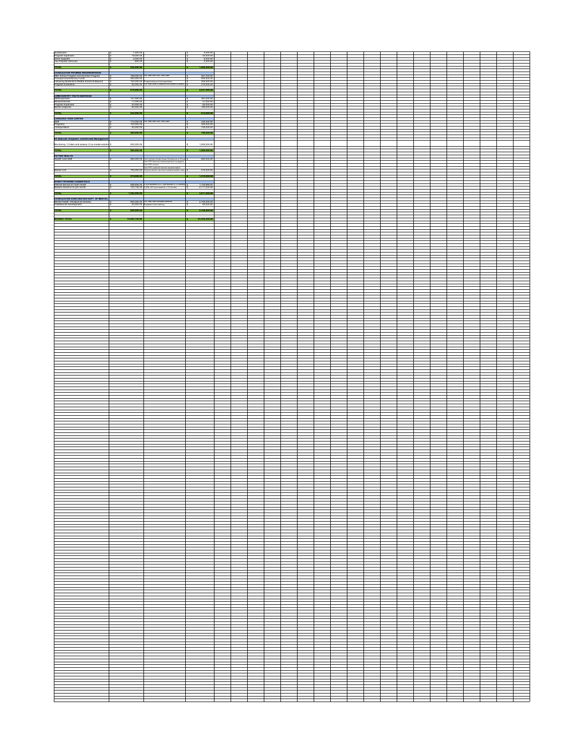| | | | | |
|---|---|---|---|---|
| Cookbooks | $ | 7,500.00 | | $ | 4,500.00 |
| Program expenses | $ | 18,000.00 | | $ | 54,000.00 |
| Office Supplies | $ | 2,000.00 | | $ | 6,000.00 |
| Tax Preparer Services | $ | 500.00 | | $ | 2,000.00 |
| | | | | | |
| **TOTAL** | **$** | **529,450.00** | | **$** | **1,588,200.00** |
| | | | | | |
| **CHARLESTON PROMISE NEIGHBORHOOD** | | | | | |
| After School Program and Summer Program | $ | 189,000.00 | For new and Part Time staff | $ | 567,000.00 |
| Principal Discretionary Funds | $ | 300,000.00 | | $ | 900,000.00 |
| Following Students to Middle School & Beyond | $ | 100,000.00 | Programming and transportation | $ | 300,000.00 |
| Program Evaluation | $ | 90,000.00 | For new staff to measure activities of project | $ | 270,000.00 |
| | | | | | |
| **TOTAL** | **$** | **679,000.00** | | **$** | **2,037,000.00** |
| | | | | | |
| **LOWCOUNTRY YOUTH SERVICES** | | | | | |
| Staff Expenses | $ | 127,000.00 | | $ | 381,000.00 |
| Meals/Activities | $ | 17,000.00 | | $ | 51,000.00 |
| Program Expenses | $ | 20,000.00 | | $ | 60,000.00 |
| Mentor Stipends | $ | 60,000.00 | | $ | 180,000.00 |
| | | | | | |
| **TOTAL** | **$** | **224,000.00** | | **$** | **672,000.00** |
| | | | | | |
| **CAROLINA TEEN CENTER** | | | | | |
| Staff | $ | 110,000.00 | For new and Part Time staff | $ | 330,000.00 |
| Programs | $ | 100,000.00 | | $ | 300,000.00 |
| Transportation | $ | 50,000.00 | | $ | 150,000.00 |
| | | | | | |
| **TOTAL** | **$** | **260,000.00** | | **$** | **780,000.00** |
| | | | | | |
| **E3 (Educate, Empower, and Elevate) Management** | | | | | |
| Monitoring: 1) listen and assess; 2) co-create solution | $ | 500,000.00 | | $ | 1,500,000.00 |
| | | | | | |
| **TOTAL** | **$** | **500,000.00** | | **$** | **1,500,000.00** |
| | | | | | |
| **FETTER HEALTH** | | | | | |
| Health Care Staff | $ | 280,000.00 | One full-time Family Nurse Practitioner or Physician; One FTE financial advisor/patient navigator; One FTE nurses; One FTE customer service representative | $ | 840,000.00 |
| Mobile Unit | $ | 190,000.00 | Fully furnished, two exam/medical mobile units | $ | 570,000.00 |
| | | | | | |
| **TOTAL** | **$** | **470,000.00** | | **$** | **1,410,000.00** |
| | | | | | |
| **XFINITY INTERNET ESSENTIALS** | | | | | |
| Internet Service $11/per month | $ | 568,656.00 | 4,308 students x $11 per student x 12 months | $ | 1,705,968.00 |
| Student Hotspots $15 per month | $ | 723,744.00 | 4,308 x $15 per student x 12 months | $ | 2,171,232.00 |
| | | | | | |
| **TOTAL** | **$** | **1,292,400.00** | | **$** | **3,877,200.00** |
| | | | | | |
| **CHARLESTON DORCHESTER DEPT. OF MENTAL** | | | | | |
| Mental Health Therapist (9 schools) | $ | 900,000.00 | For new staff (includes benefits) | $ | 2,700,000.00 |
| Professional Development | $ | 20,000.00 | Equipment and training | $ | 60,000.00 |
| | | | | | |
| **TOTAL** | **$** | **920,000.00** | | **$** | **2,760,000.00** |
| | | | | | |
| **BUDGET TOTAL** | **$** | **14,480,150.00** | | **$** | **43,550,650.00** |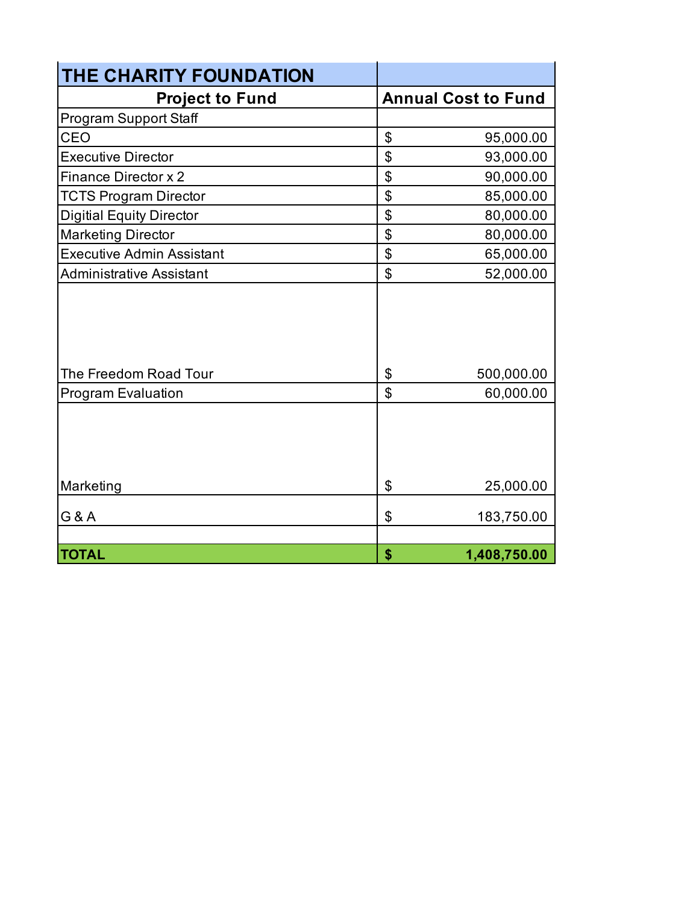| THE CHARITY FOUNDATION | |
|---|---|
| **Project to Fund** | **Annual Cost to Fund** |
| Program Support Staff | |
| CEO | $ 95,000.00 |
| Executive Director | $ 93,000.00 |
| Finance Director x 2 | $ 90,000.00 |
| TCTS Program Director | $ 85,000.00 |
| Digitial Equity Director | $ 80,000.00 |
| Marketing Director | $ 80,000.00 |
| Executive Admin Assistant | $ 65,000.00 |
| Administrative Assistant | $ 52,000.00 |
| The Freedom Road Tour | $ 500,000.00 |
| Program Evaluation | $ 60,000.00 |
| Marketing | $ 25,000.00 |
| G & A | $ 183,750.00 |
| | |
| **TOTAL** | **$ 1,408,750.00** |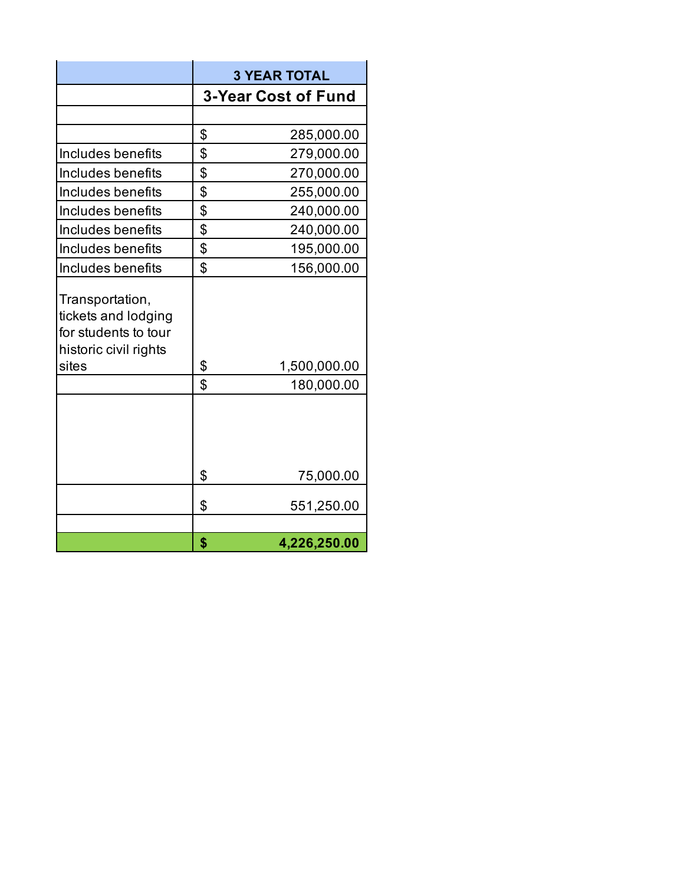| | 3 YEAR TOTAL |
|---|---|
| | 3-Year Cost of Fund |
| | |
| | $ 285,000.00 |
| Includes benefits | $ 279,000.00 |
| Includes benefits | $ 270,000.00 |
| Includes benefits | $ 255,000.00 |
| Includes benefits | $ 240,000.00 |
| Includes benefits | $ 240,000.00 |
| Includes benefits | $ 195,000.00 |
| Includes benefits | $ 156,000.00 |
| Transportation, tickets and lodging for students to tour historic civil rights sites | $ 1,500,000.00 |
| | $ 180,000.00 |
| | $ 75,000.00 |
| | $ 551,250.00 |
| | |
| | **$ 4,226,250.00** |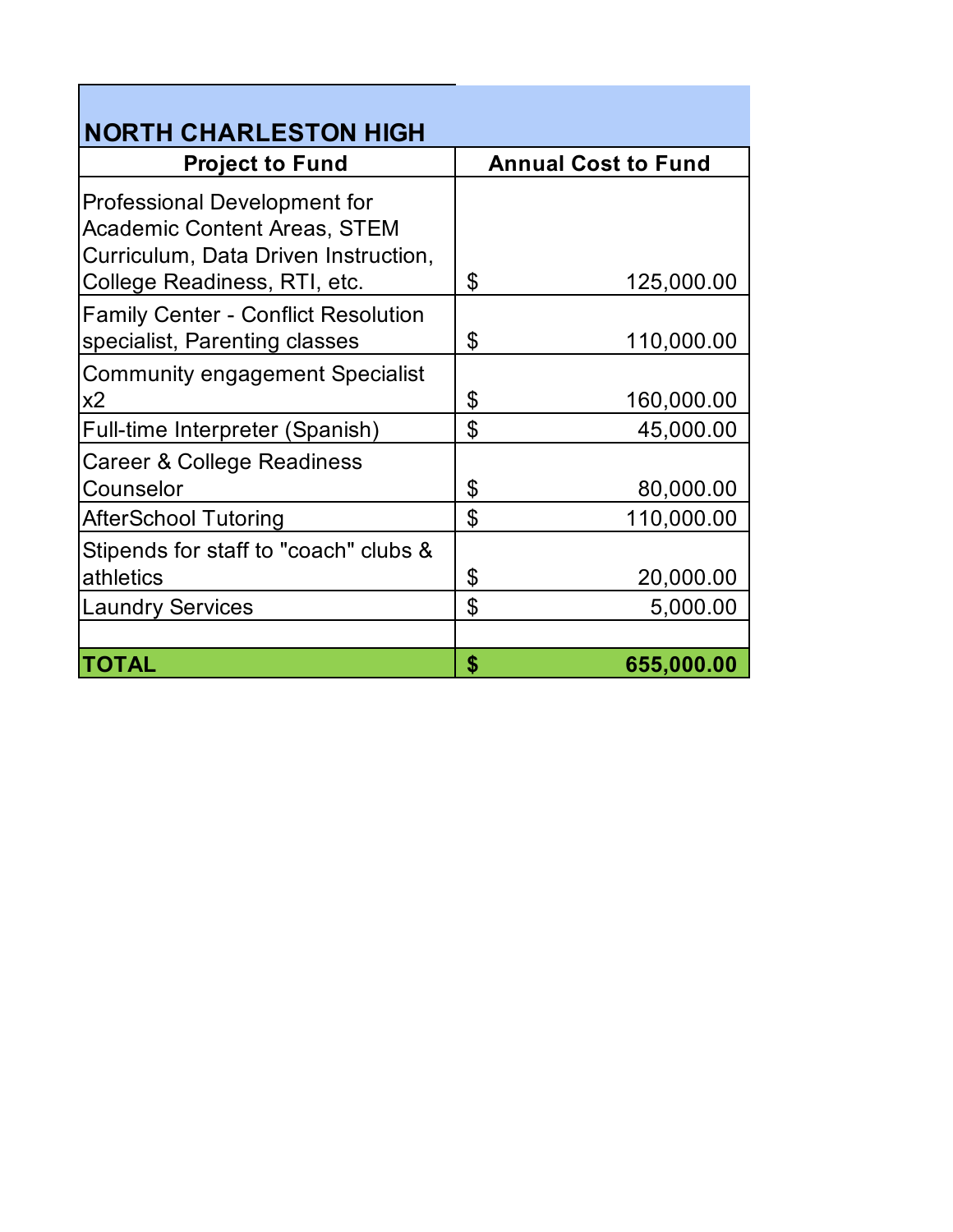## NORTH CHARLESTON HIGH

| Project to Fund | Annual Cost to Fund |
|---|---|
| Professional Development for Academic Content Areas, STEM Curriculum, Data Driven Instruction, College Readiness, RTI, etc. | $ 125,000.00 |
| Family Center - Conflict Resolution specialist, Parenting classes | $ 110,000.00 |
| Community engagement Specialist x2 | $ 160,000.00 |
| Full-time Interpreter (Spanish) | $ 45,000.00 |
| Career & College Readiness Counselor | $ 80,000.00 |
| AfterSchool Tutoring | $ 110,000.00 |
| Stipends for staff to "coach" clubs & athletics | $ 20,000.00 |
| Laundry Services | $ 5,000.00 |
| | |
| **TOTAL** | **$ 655,000.00** |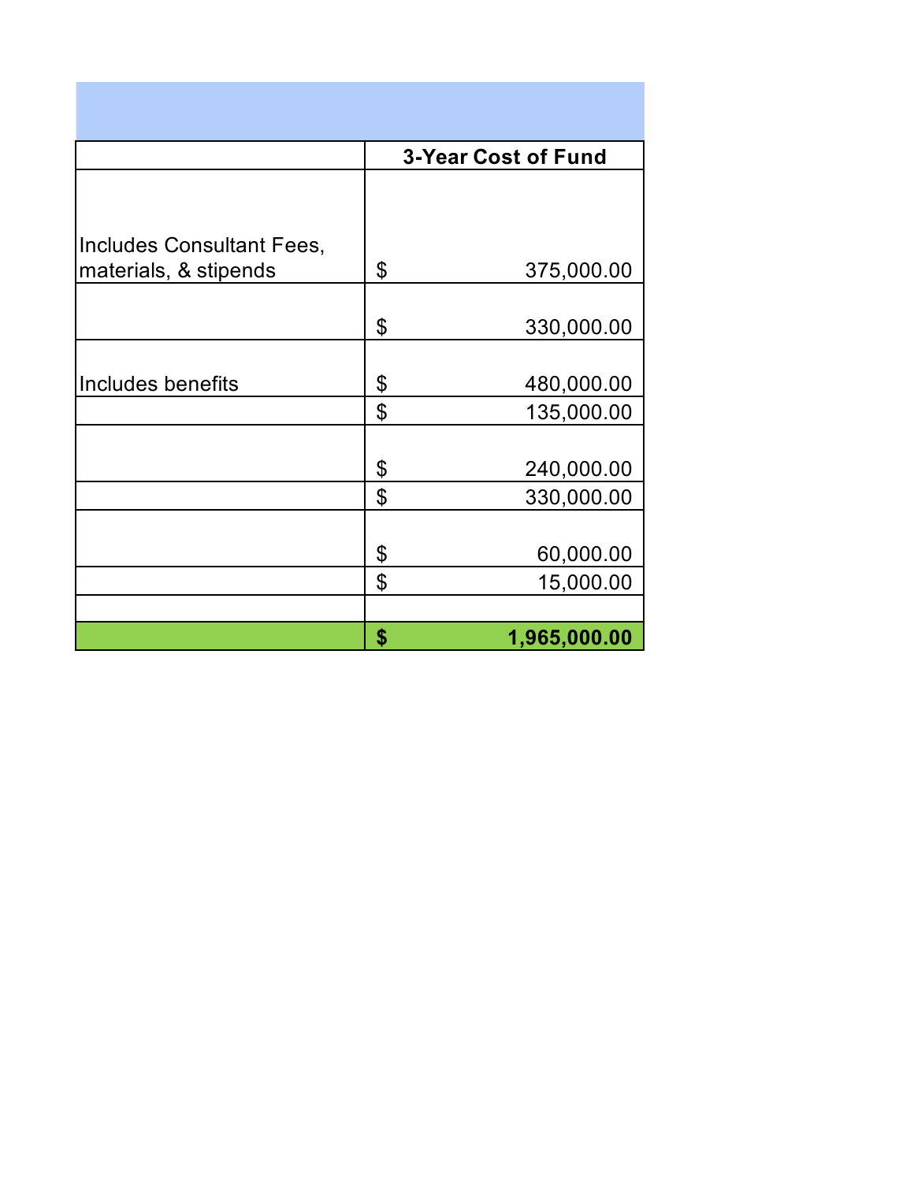| | 3-Year Cost of Fund |
|---|---|
| Includes Consultant Fees, materials, & stipends | $ 375,000.00 |
| | $ 330,000.00 |
| Includes benefits | $ 480,000.00 |
| | $ 135,000.00 |
| | $ 240,000.00 |
| | $ 330,000.00 |
| | $ 60,000.00 |
| | $ 15,000.00 |
| | |
| | **$ 1,965,000.00** |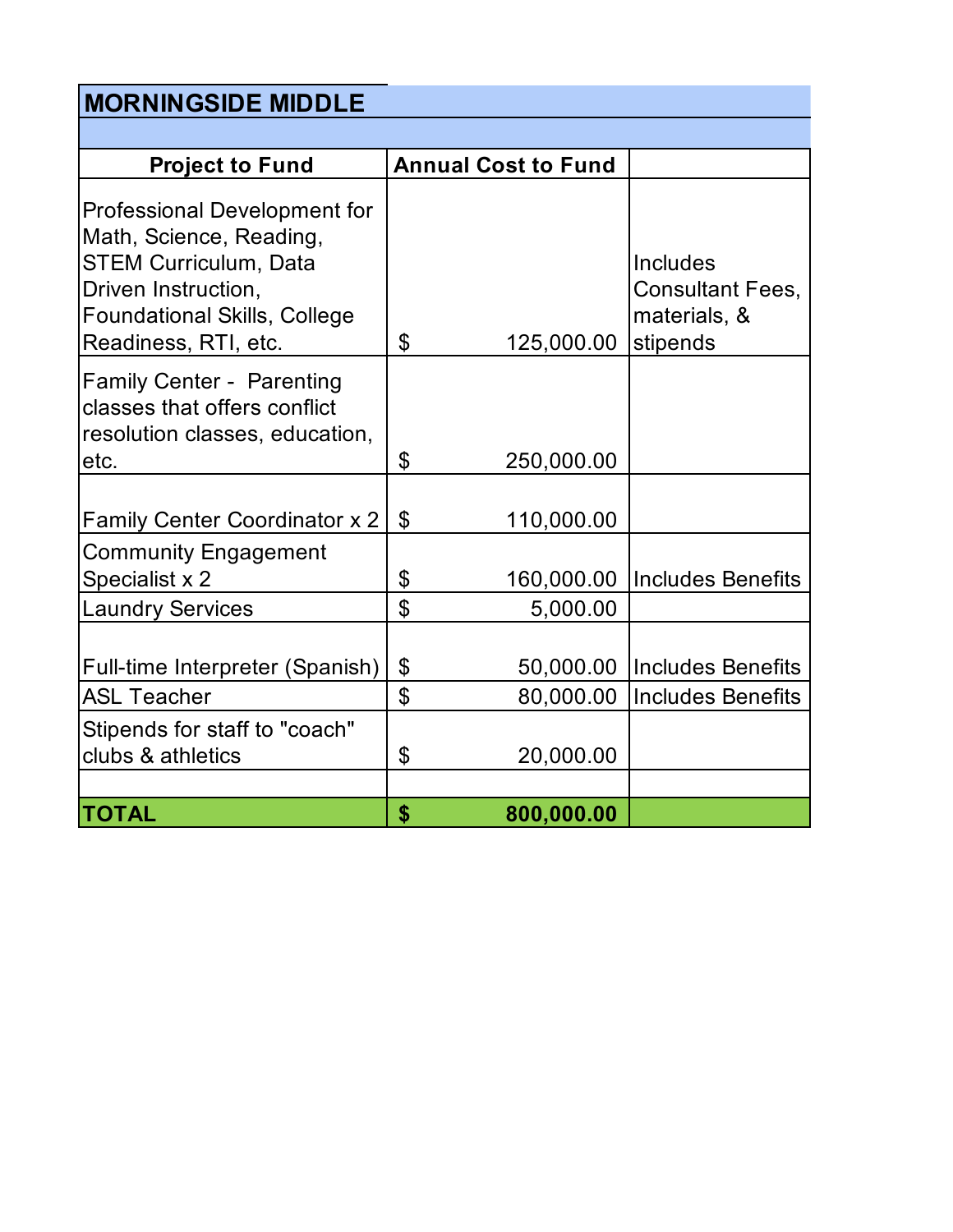| MORNINGSIDE MIDDLE | | |
|---|---|---|
| | | |
| **Project to Fund** | **Annual Cost to Fund** | |
| Professional Development for Math, Science, Reading, STEM Curriculum, Data Driven Instruction, Foundational Skills, College Readiness, RTI, etc. | $ 125,000.00 | Includes Consultant Fees, materials, & stipends |
| Family Center - Parenting classes that offers conflict resolution classes, education, etc. | $ 250,000.00 | |
| Family Center Coordinator x 2 | $ 110,000.00 | |
| Community Engagement Specialist x 2 | $ 160,000.00 | Includes Benefits |
| Laundry Services | $ 5,000.00 | |
| Full-time Interpreter (Spanish) | $ 50,000.00 | Includes Benefits |
| ASL Teacher | $ 80,000.00 | Includes Benefits |
| Stipends for staff to "coach" clubs & athletics | $ 20,000.00 | |
| | | |
| **TOTAL** | **$ 800,000.00** | |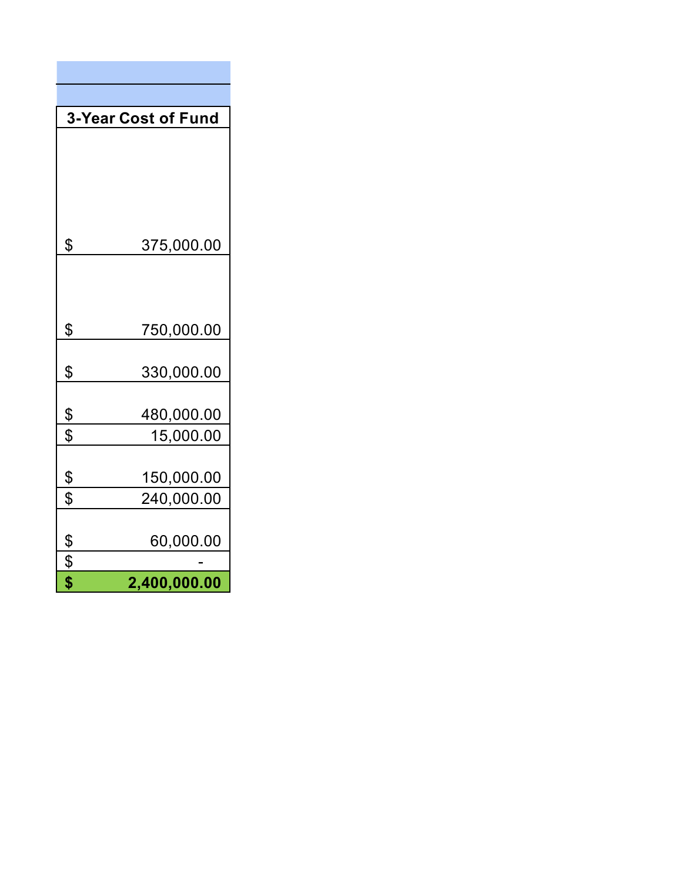| 3-Year Cost of Fund |
|---|
| $ 375,000.00 |
| $ 750,000.00 |
| $ 330,000.00 |
| $ 480,000.00 |
| $ 15,000.00 |
| $ 150,000.00 |
| $ 240,000.00 |
| $ 60,000.00 |
| $ - |
| **$ 2,400,000.00** |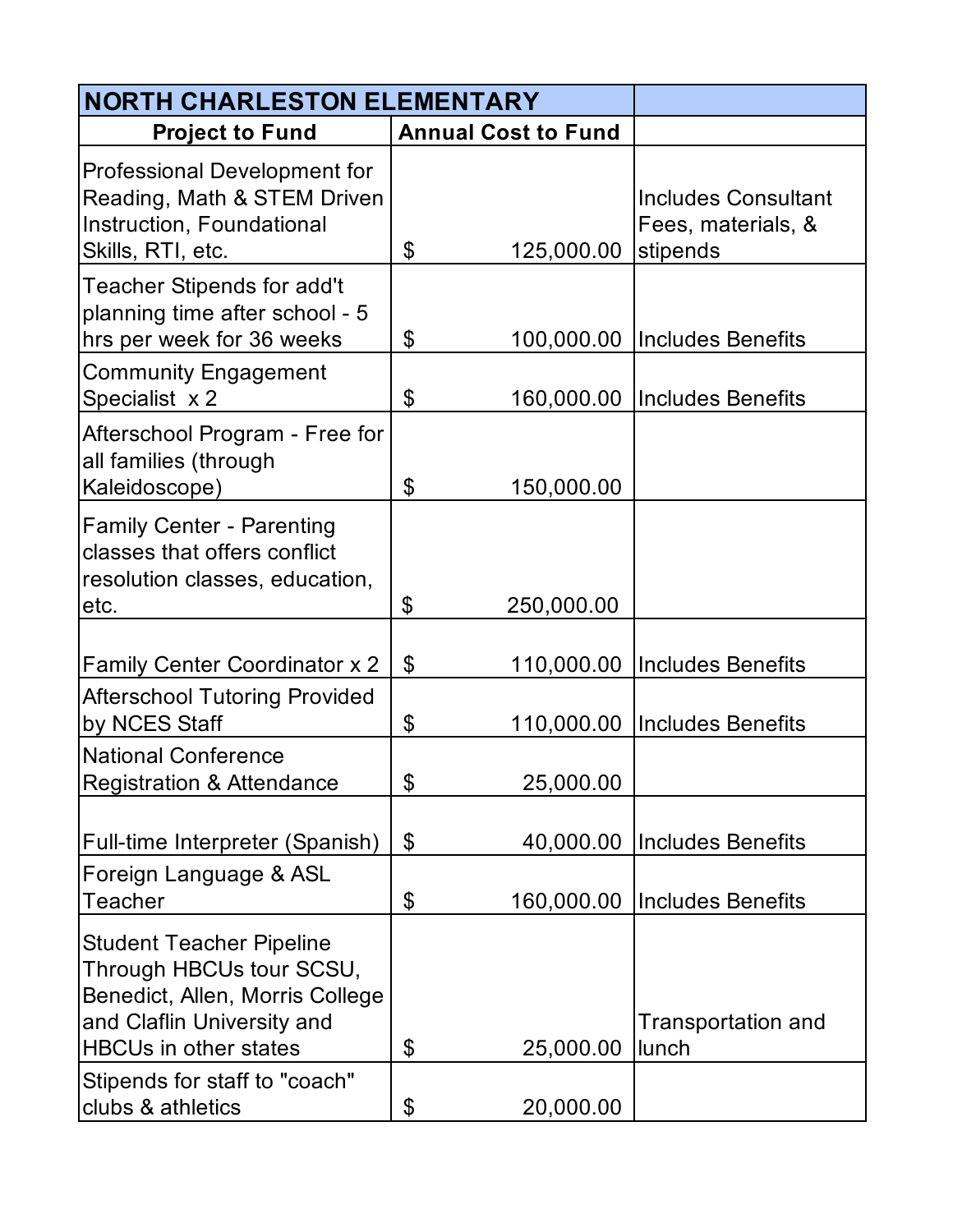| NORTH CHARLESTON ELEMENTARY | | |
|---|---|---|
| **Project to Fund** | **Annual Cost to Fund** | |
| Professional Development for Reading, Math & STEM Driven Instruction, Foundational Skills, RTI, etc. | $ 125,000.00 | Includes Consultant Fees, materials, & stipends |
| Teacher Stipends for add't planning time after school - 5 hrs per week for 36 weeks | $ 100,000.00 | Includes Benefits |
| Community Engagement Specialist x 2 | $ 160,000.00 | Includes Benefits |
| Afterschool Program - Free for all families (through Kaleidoscope) | $ 150,000.00 | |
| Family Center - Parenting classes that offers conflict resolution classes, education, etc. | $ 250,000.00 | |
| Family Center Coordinator x 2 | $ 110,000.00 | Includes Benefits |
| Afterschool Tutoring Provided by NCES Staff | $ 110,000.00 | Includes Benefits |
| National Conference Registration & Attendance | $ 25,000.00 | |
| Full-time Interpreter (Spanish) | $ 40,000.00 | Includes Benefits |
| Foreign Language & ASL Teacher | $ 160,000.00 | Includes Benefits |
| Student Teacher Pipeline Through HBCUs tour SCSU, Benedict, Allen, Morris College and Claflin University and HBCUs in other states | $ 25,000.00 | Transportation and lunch |
| Stipends for staff to "coach" clubs & athletics | $ 20,000.00 | |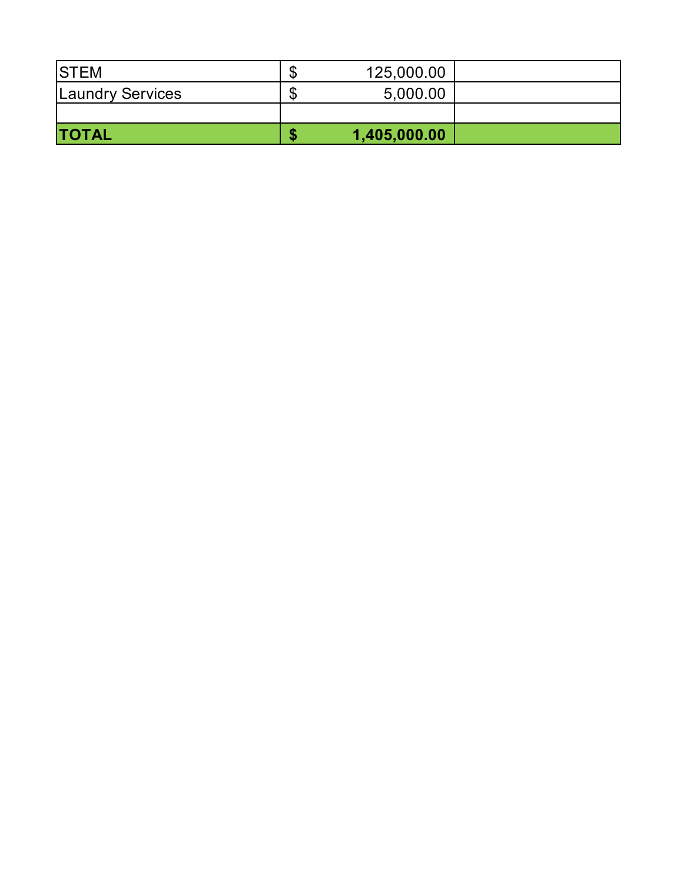| | | |
|---|---|---|
| STEM | $ 125,000.00 | |
| Laundry Services | $ 5,000.00 | |
| | | |
| **TOTAL** | **$ 1,405,000.00** | |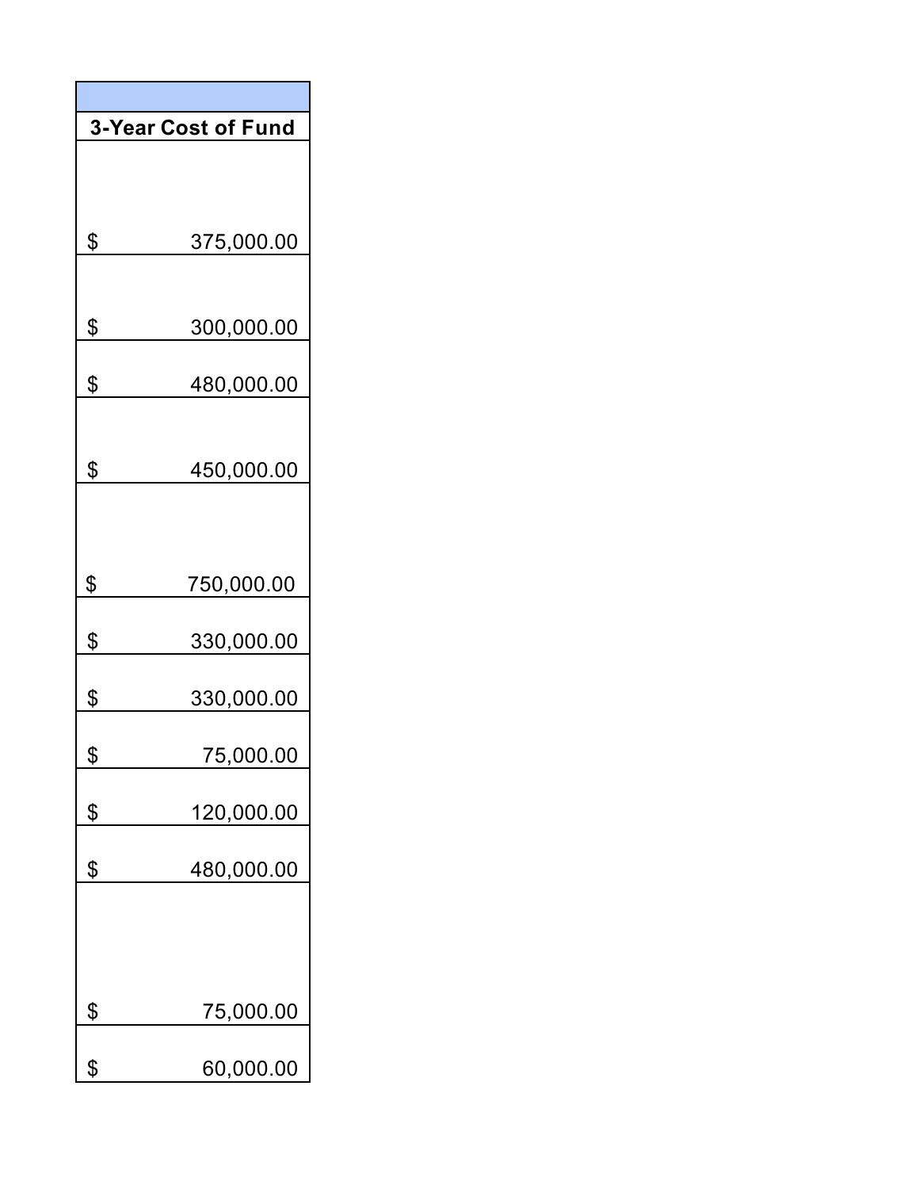| |
|---|
| **3-Year Cost of Fund** |
| $ 375,000.00 |
| $ 300,000.00 |
| $ 480,000.00 |
| $ 450,000.00 |
| $ 750,000.00 |
| $ 330,000.00 |
| $ 330,000.00 |
| $ 75,000.00 |
| $ 120,000.00 |
| $ 480,000.00 |
| $ 75,000.00 |
| $ 60,000.00 |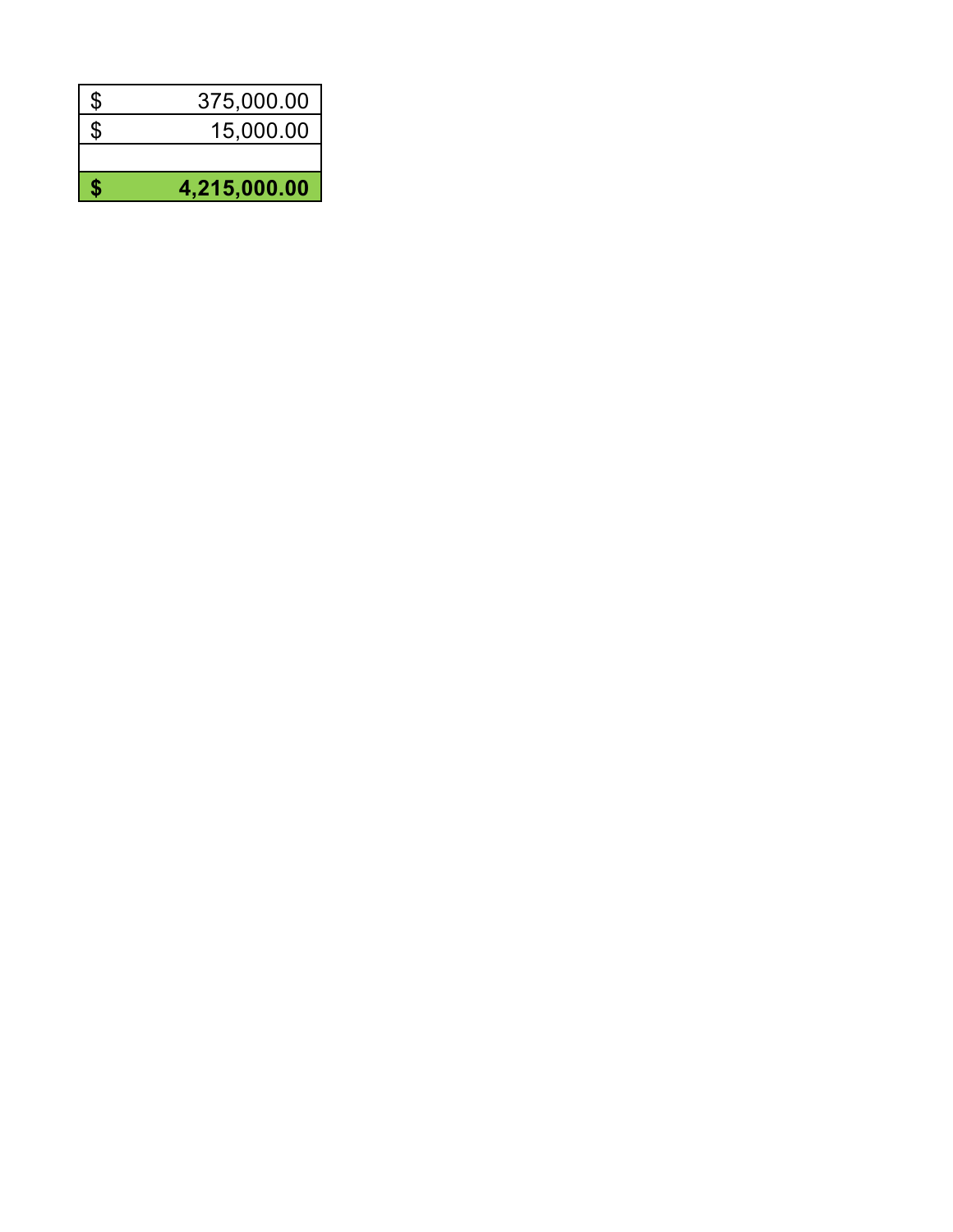| | |
|---|---|
| $ | 375,000.00 |
| $ | 15,000.00 |
| | |
| **$** | **4,215,000.00** |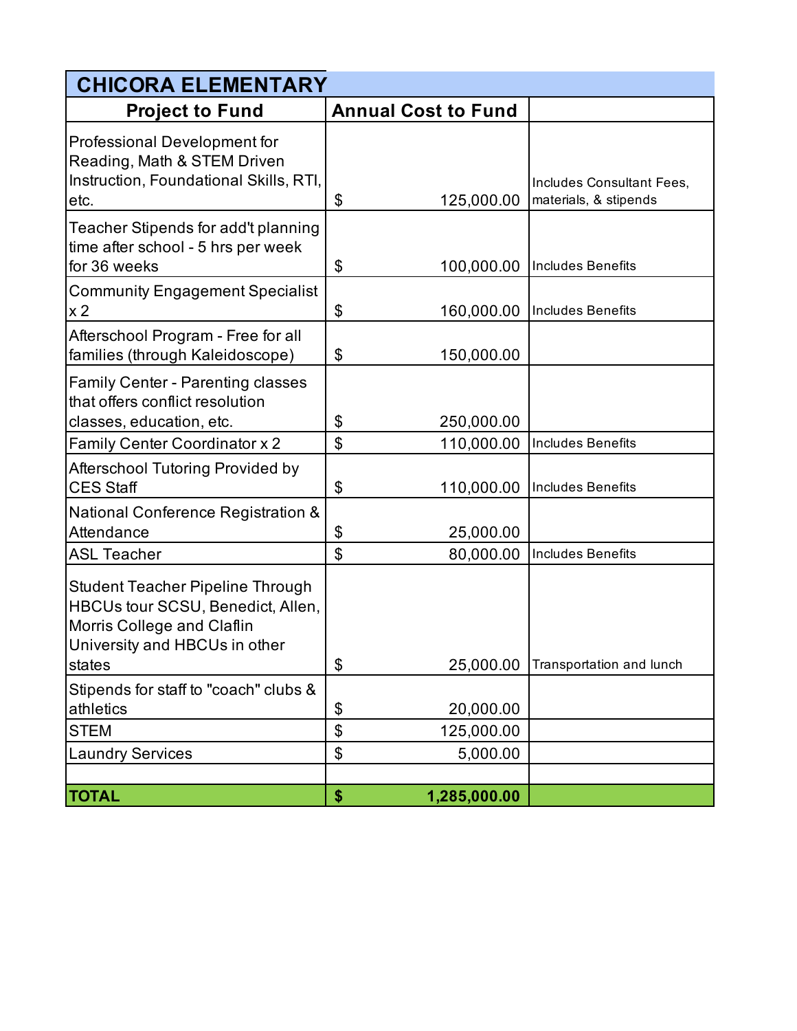| CHICORA ELEMENTARY | | |
|---|---|---|
| **Project to Fund** | **Annual Cost to Fund** | |
| Professional Development for Reading, Math & STEM Driven Instruction, Foundational Skills, RTI, etc. | $ 125,000.00 | Includes Consultant Fees, materials, & stipends |
| Teacher Stipends for add't planning time after school - 5 hrs per week for 36 weeks | $ 100,000.00 | Includes Benefits |
| Community Engagement Specialist x 2 | $ 160,000.00 | Includes Benefits |
| Afterschool Program - Free for all families (through Kaleidoscope) | $ 150,000.00 | |
| Family Center - Parenting classes that offers conflict resolution classes, education, etc. | $ 250,000.00 | |
| Family Center Coordinator x 2 | $ 110,000.00 | Includes Benefits |
| Afterschool Tutoring Provided by CES Staff | $ 110,000.00 | Includes Benefits |
| National Conference Registration & Attendance | $ 25,000.00 | |
| ASL Teacher | $ 80,000.00 | Includes Benefits |
| Student Teacher Pipeline Through HBCUs tour SCSU, Benedict, Allen, Morris College and Claflin University and HBCUs in other states | $ 25,000.00 | Transportation and lunch |
| Stipends for staff to "coach" clubs & athletics | $ 20,000.00 | |
| STEM | $ 125,000.00 | |
| Laundry Services | $ 5,000.00 | |
| | | |
| **TOTAL** | **$ 1,285,000.00** | |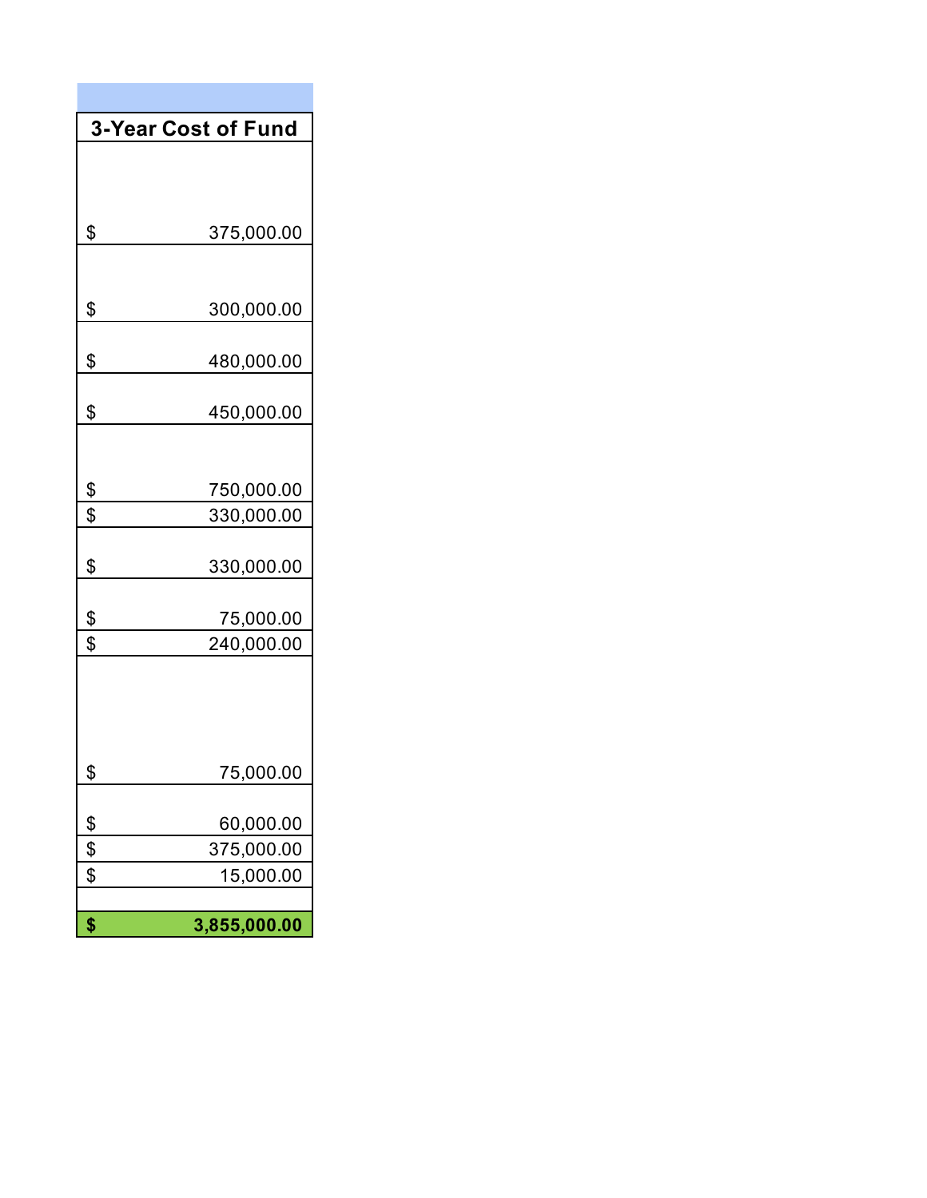| 3-Year Cost of Fund |
|---|
| $ 375,000.00 |
| $ 300,000.00 |
| $ 480,000.00 |
| $ 450,000.00 |
| $ 750,000.00 |
| $ 330,000.00 |
| $ 330,000.00 |
| $ 75,000.00 |
| $ 240,000.00 |
| $ 75,000.00 |
| $ 60,000.00 |
| $ 375,000.00 |
| $ 15,000.00 |
| |
| **$ 3,855,000.00** |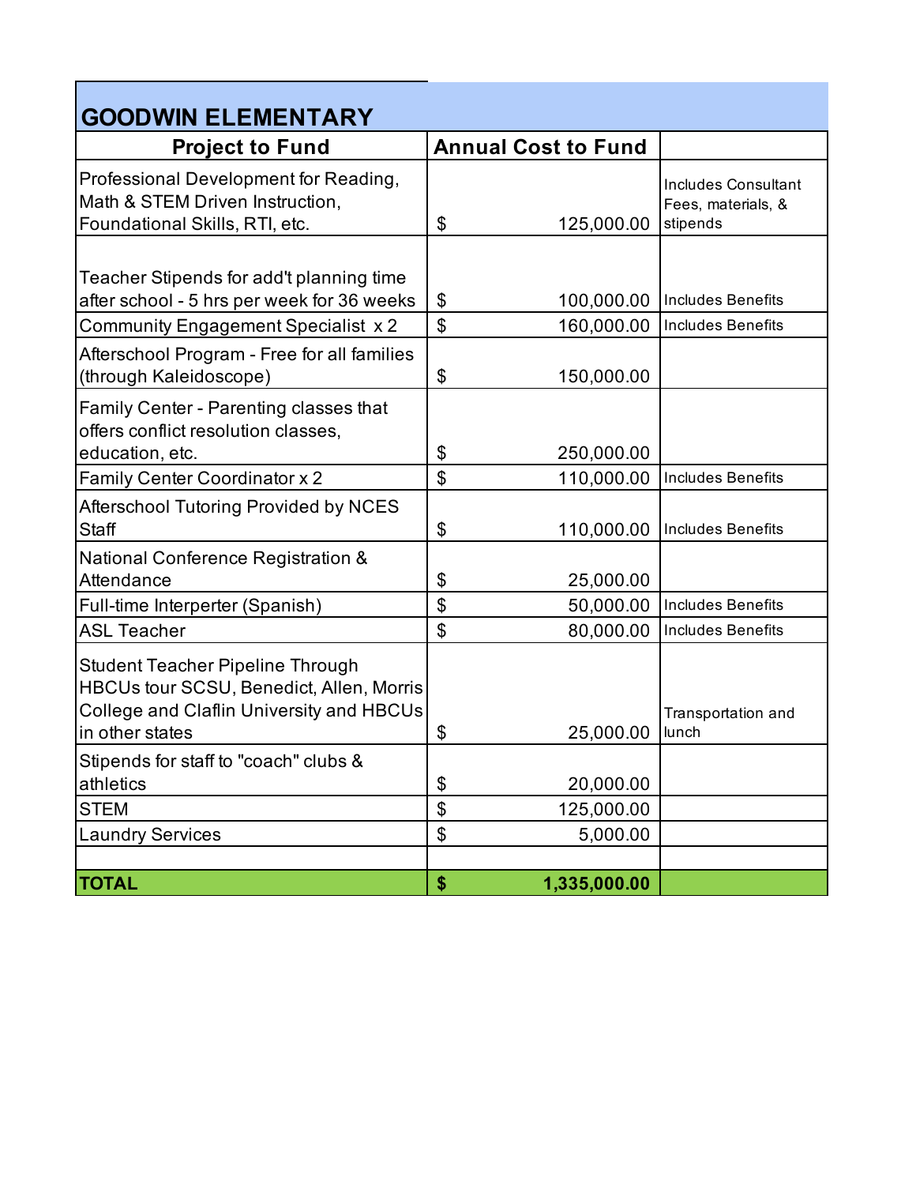## GOODWIN ELEMENTARY

| Project to Fund | Annual Cost to Fund | |
|---|---|---|
| Professional Development for Reading, Math & STEM Driven Instruction, Foundational Skills, RTI, etc. | $ 125,000.00 | Includes Consultant Fees, materials, & stipends |
| Teacher Stipends for add't planning time after school - 5 hrs per week for 36 weeks | $ 100,000.00 | Includes Benefits |
| Community Engagement Specialist x 2 | $ 160,000.00 | Includes Benefits |
| Afterschool Program - Free for all families (through Kaleidoscope) | $ 150,000.00 | |
| Family Center - Parenting classes that offers conflict resolution classes, education, etc. | $ 250,000.00 | |
| Family Center Coordinator x 2 | $ 110,000.00 | Includes Benefits |
| Afterschool Tutoring Provided by NCES Staff | $ 110,000.00 | Includes Benefits |
| National Conference Registration & Attendance | $ 25,000.00 | |
| Full-time Interperter (Spanish) | $ 50,000.00 | Includes Benefits |
| ASL Teacher | $ 80,000.00 | Includes Benefits |
| Student Teacher Pipeline Through HBCUs tour SCSU, Benedict, Allen, Morris College and Claflin University and HBCUs in other states | $ 25,000.00 | Transportation and lunch |
| Stipends for staff to "coach" clubs & athletics | $ 20,000.00 | |
| STEM | $ 125,000.00 | |
| Laundry Services | $ 5,000.00 | |
| | | |
| **TOTAL** | **$ 1,335,000.00** | |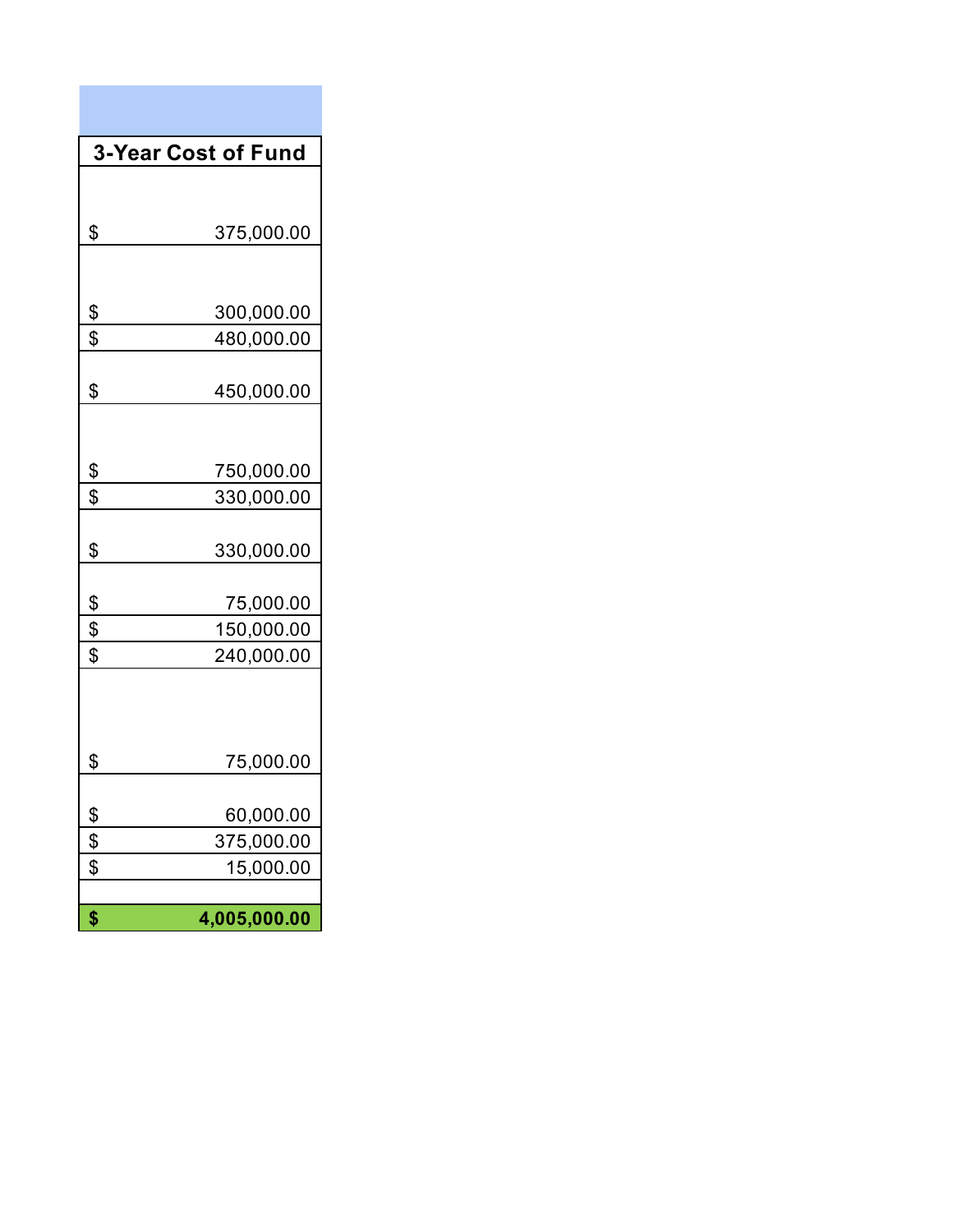| 3-Year Cost of Fund |
|---:|
| $ 375,000.00 |
| $ 300,000.00 |
| $ 480,000.00 |
| $ 450,000.00 |
| $ 750,000.00 |
| $ 330,000.00 |
| $ 330,000.00 |
| $ 75,000.00 |
| $ 150,000.00 |
| $ 240,000.00 |
| $ 75,000.00 |
| $ 60,000.00 |
| $ 375,000.00 |
| $ 15,000.00 |
| |
| **$ 4,005,000.00** |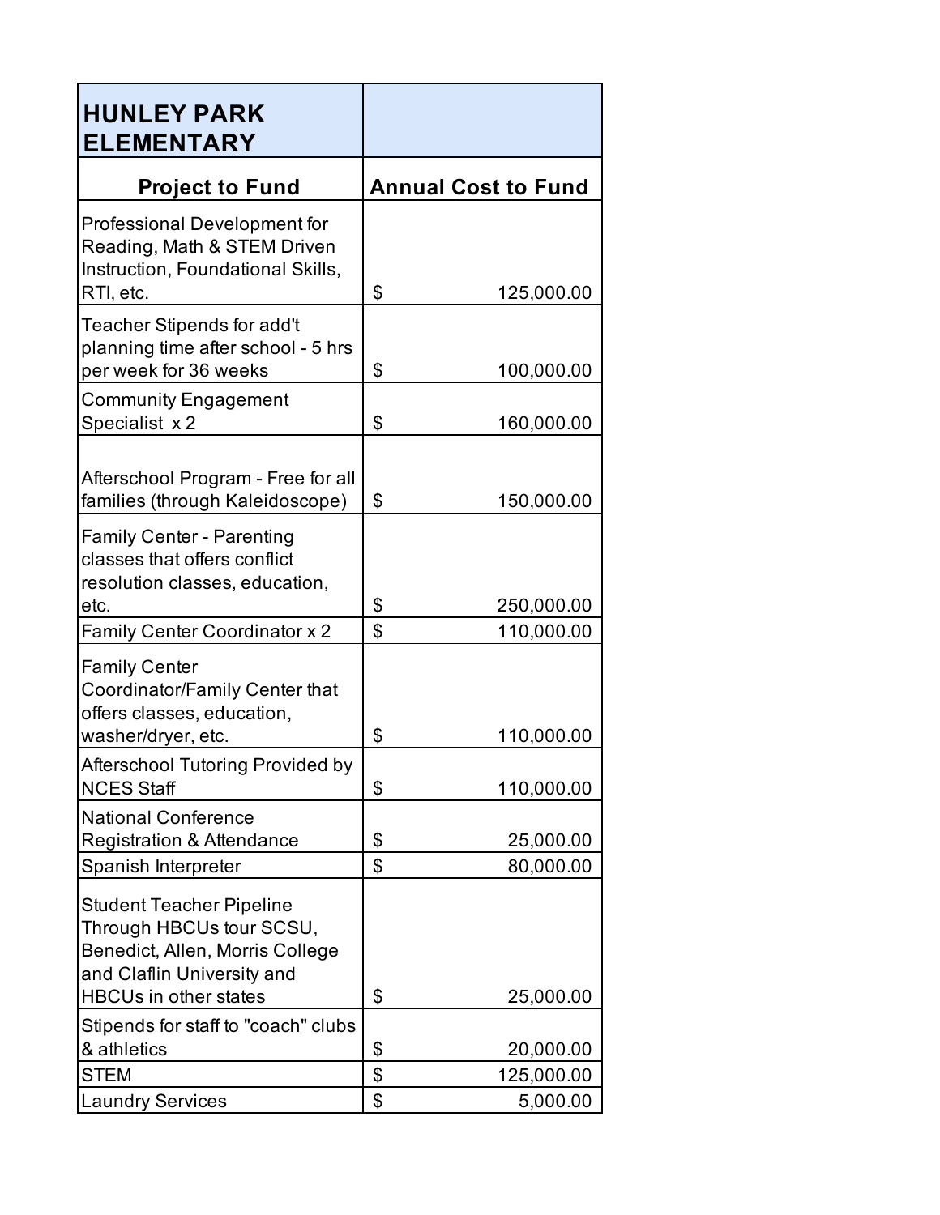| HUNLEY PARK ELEMENTARY | |
|---|---|
| **Project to Fund** | **Annual Cost to Fund** |
| Professional Development for Reading, Math & STEM Driven Instruction, Foundational Skills, RTI, etc. | $ 125,000.00 |
| Teacher Stipends for add't planning time after school - 5 hrs per week for 36 weeks | $ 100,000.00 |
| Community Engagement Specialist x 2 | $ 160,000.00 |
| Afterschool Program - Free for all families (through Kaleidoscope) | $ 150,000.00 |
| Family Center - Parenting classes that offers conflict resolution classes, education, etc. | $ 250,000.00 |
| Family Center Coordinator x 2 | $ 110,000.00 |
| Family Center Coordinator/Family Center that offers classes, education, washer/dryer, etc. | $ 110,000.00 |
| Afterschool Tutoring Provided by NCES Staff | $ 110,000.00 |
| National Conference Registration & Attendance | $ 25,000.00 |
| Spanish Interpreter | $ 80,000.00 |
| Student Teacher Pipeline Through HBCUs tour SCSU, Benedict, Allen, Morris College and Claflin University and HBCUs in other states | $ 25,000.00 |
| Stipends for staff to "coach" clubs & athletics | $ 20,000.00 |
| STEM | $ 125,000.00 |
| Laundry Services | $ 5,000.00 |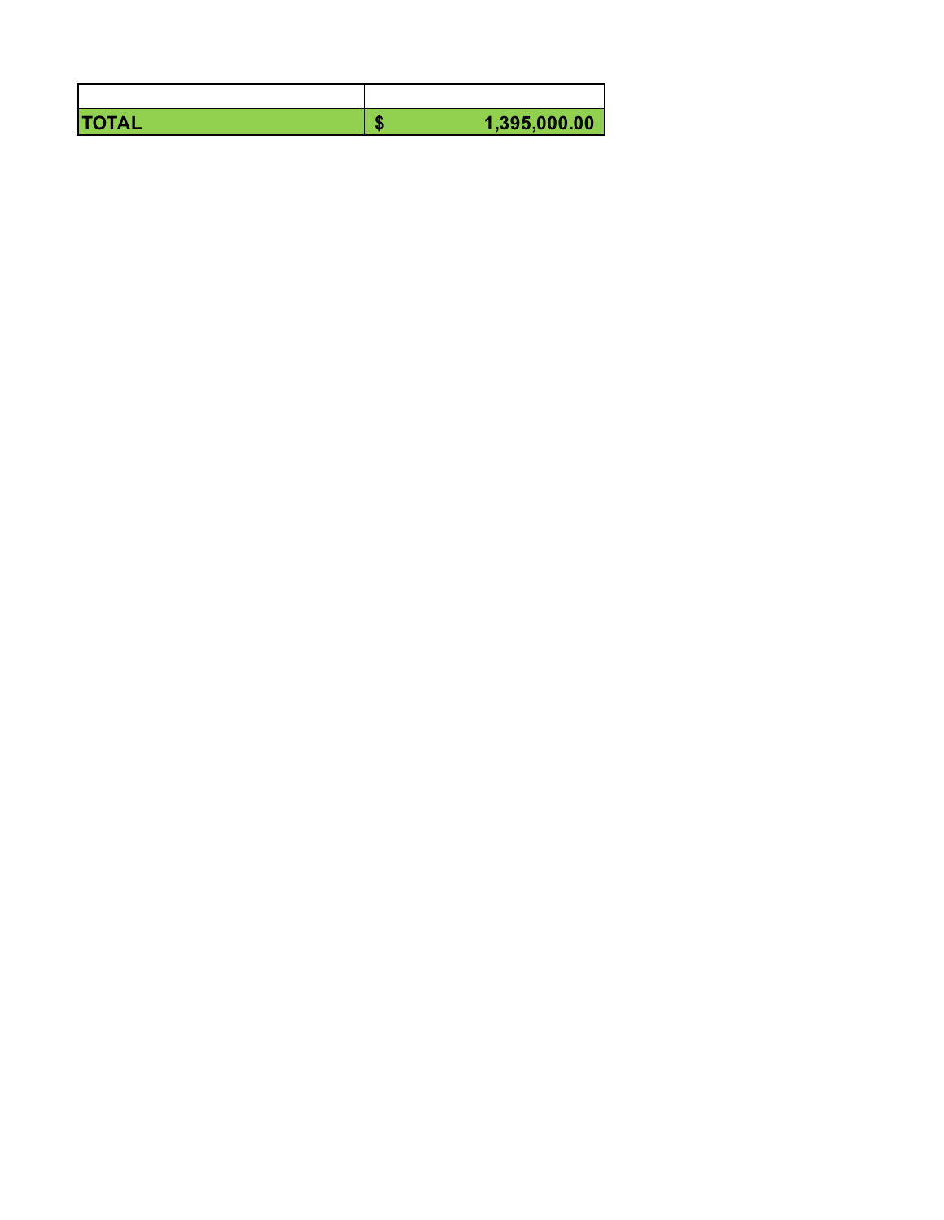| | |
|---|---|
| **TOTAL** | **$ 1,395,000.00** |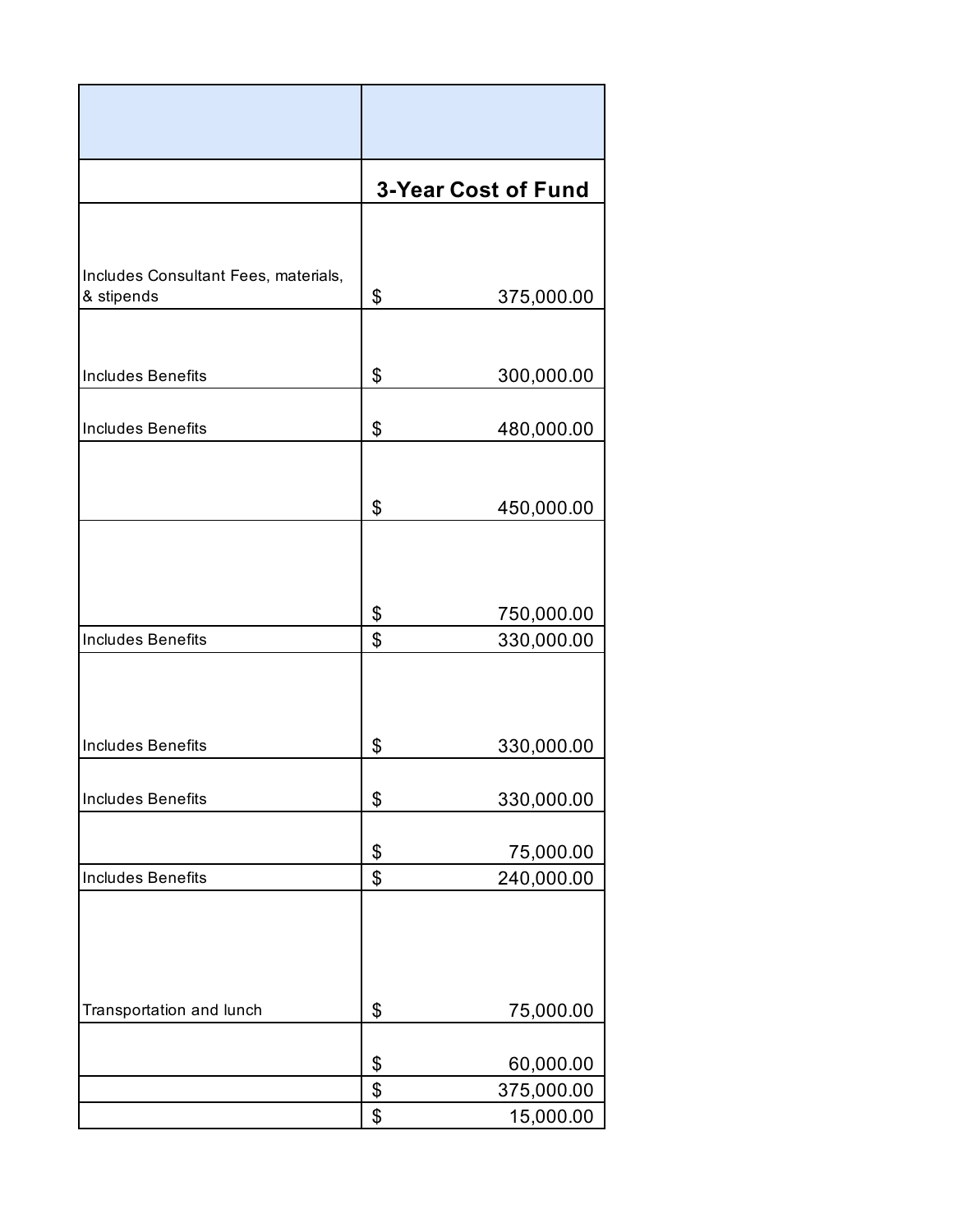| | |
|---|---|
| | |
| | **3-Year Cost of Fund** |
| Includes Consultant Fees, materials, & stipends | $ 375,000.00 |
| Includes Benefits | $ 300,000.00 |
| Includes Benefits | $ 480,000.00 |
| | $ 450,000.00 |
| | $ 750,000.00 |
| Includes Benefits | $ 330,000.00 |
| Includes Benefits | $ 330,000.00 |
| Includes Benefits | $ 330,000.00 |
| | $ 75,000.00 |
| Includes Benefits | $ 240,000.00 |
| Transportation and lunch | $ 75,000.00 |
| | $ 60,000.00 |
| | $ 375,000.00 |
| | $ 15,000.00 |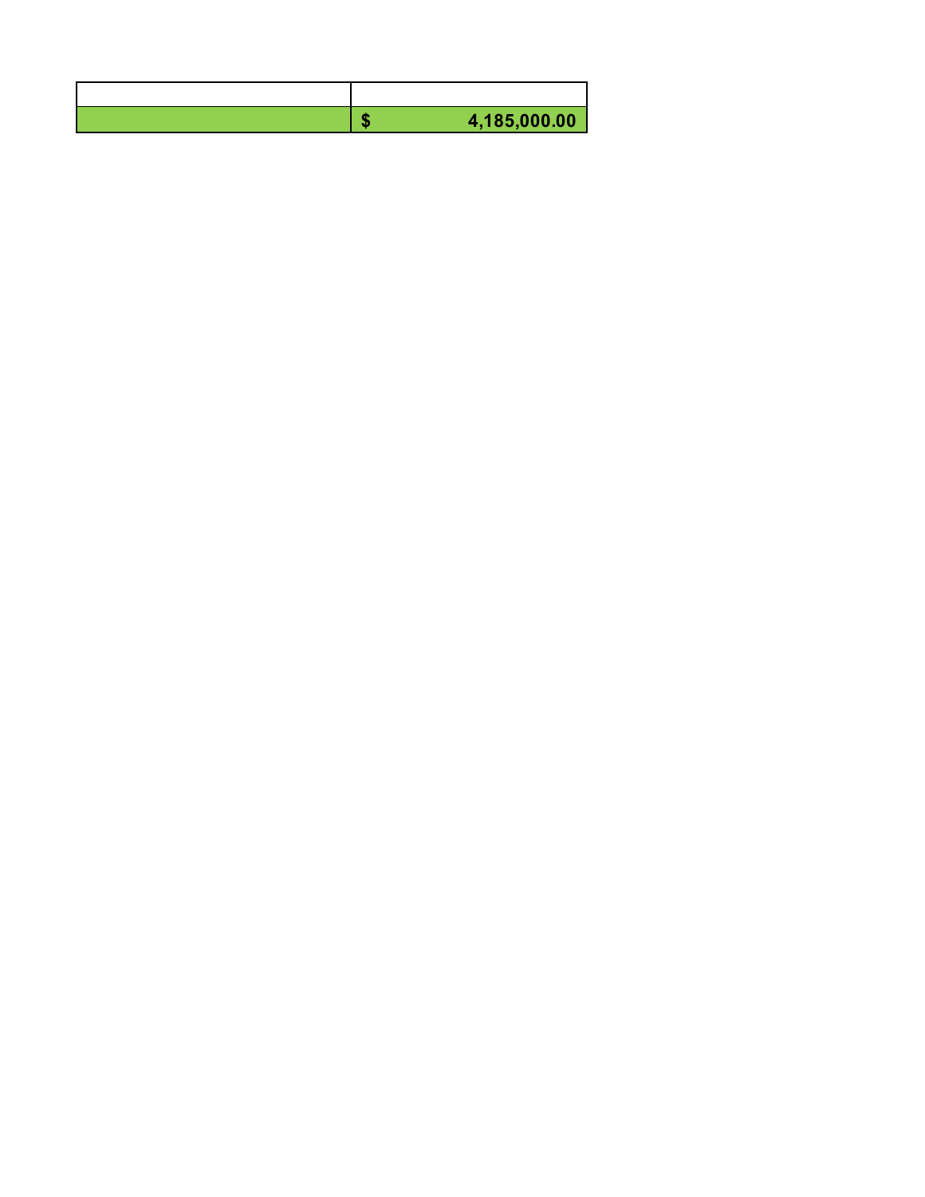| | |
|---|---|
| | **$ 4,185,000.00** |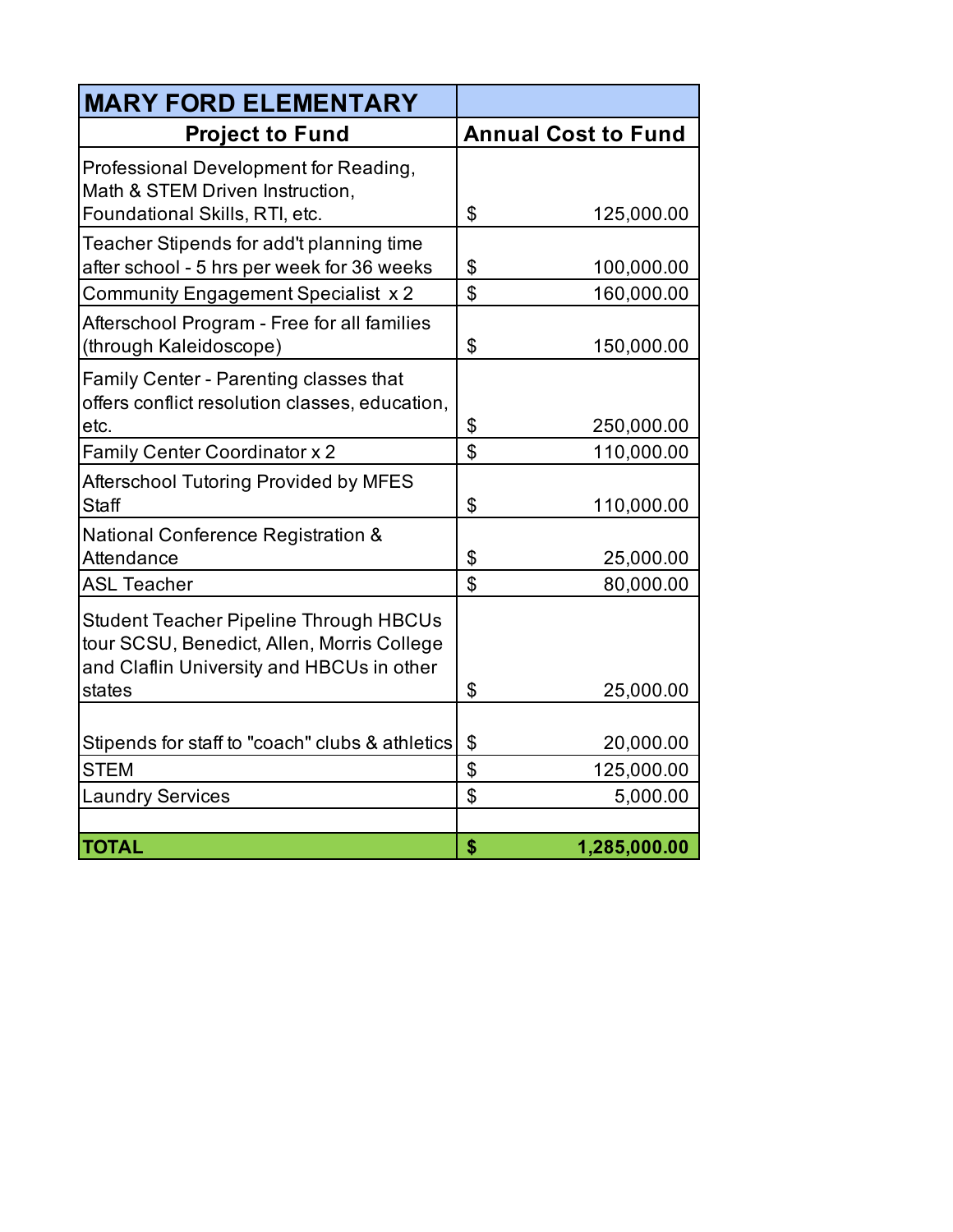| MARY FORD ELEMENTARY | |
|---|---|
| **Project to Fund** | **Annual Cost to Fund** |
| Professional Development for Reading, Math & STEM Driven Instruction, Foundational Skills, RTI, etc. | $ 125,000.00 |
| Teacher Stipends for add't planning time after school - 5 hrs per week for 36 weeks | $ 100,000.00 |
| Community Engagement Specialist x 2 | $ 160,000.00 |
| Afterschool Program - Free for all families (through Kaleidoscope) | $ 150,000.00 |
| Family Center - Parenting classes that offers conflict resolution classes, education, etc. | $ 250,000.00 |
| Family Center Coordinator x 2 | $ 110,000.00 |
| Afterschool Tutoring Provided by MFES Staff | $ 110,000.00 |
| National Conference Registration & Attendance | $ 25,000.00 |
| ASL Teacher | $ 80,000.00 |
| Student Teacher Pipeline Through HBCUs tour SCSU, Benedict, Allen, Morris College and Claflin University and HBCUs in other states | $ 25,000.00 |
| Stipends for staff to "coach" clubs & athletics | $ 20,000.00 |
| STEM | $ 125,000.00 |
| Laundry Services | $ 5,000.00 |
| | |
| **TOTAL** | **$ 1,285,000.00** |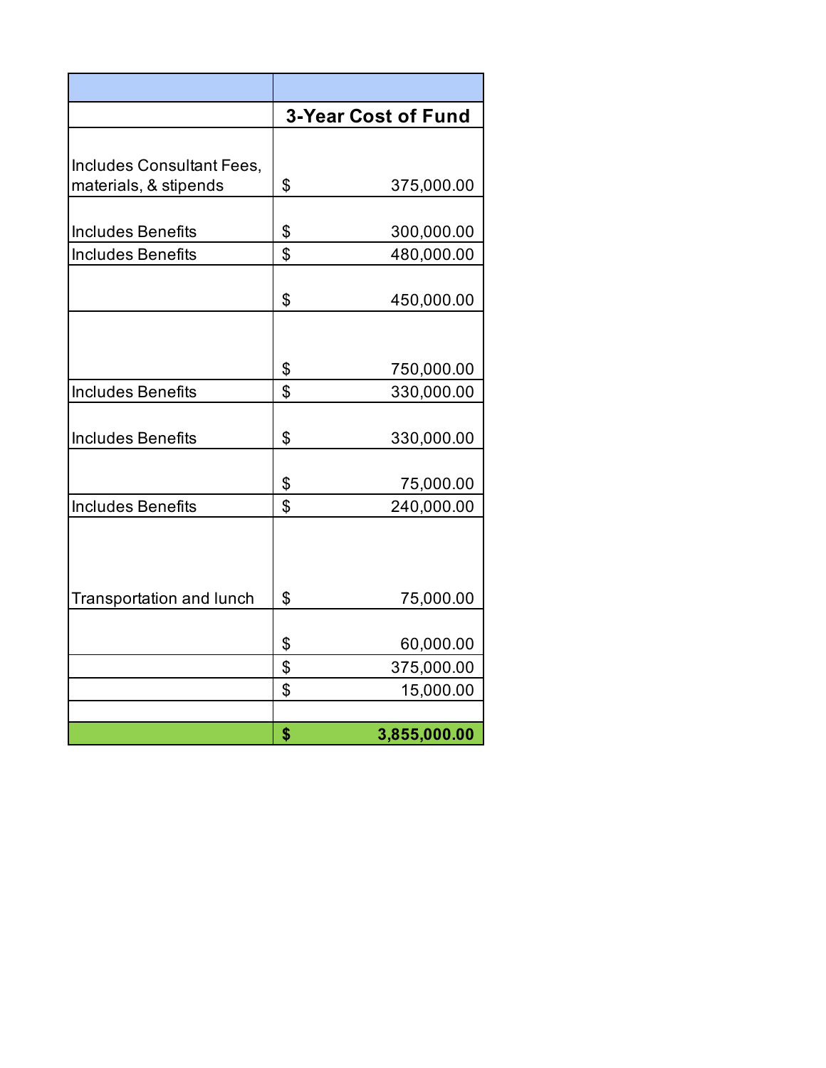| | |
|---|---|
| | **3-Year Cost of Fund** |
| Includes Consultant Fees, materials, & stipends | $ 375,000.00 |
| Includes Benefits | $ 300,000.00 |
| Includes Benefits | $ 480,000.00 |
| | $ 450,000.00 |
| | $ 750,000.00 |
| Includes Benefits | $ 330,000.00 |
| Includes Benefits | $ 330,000.00 |
| | $ 75,000.00 |
| Includes Benefits | $ 240,000.00 |
| Transportation and lunch | $ 75,000.00 |
| | $ 60,000.00 |
| | $ 375,000.00 |
| | $ 15,000.00 |
| | |
| | **$ 3,855,000.00** |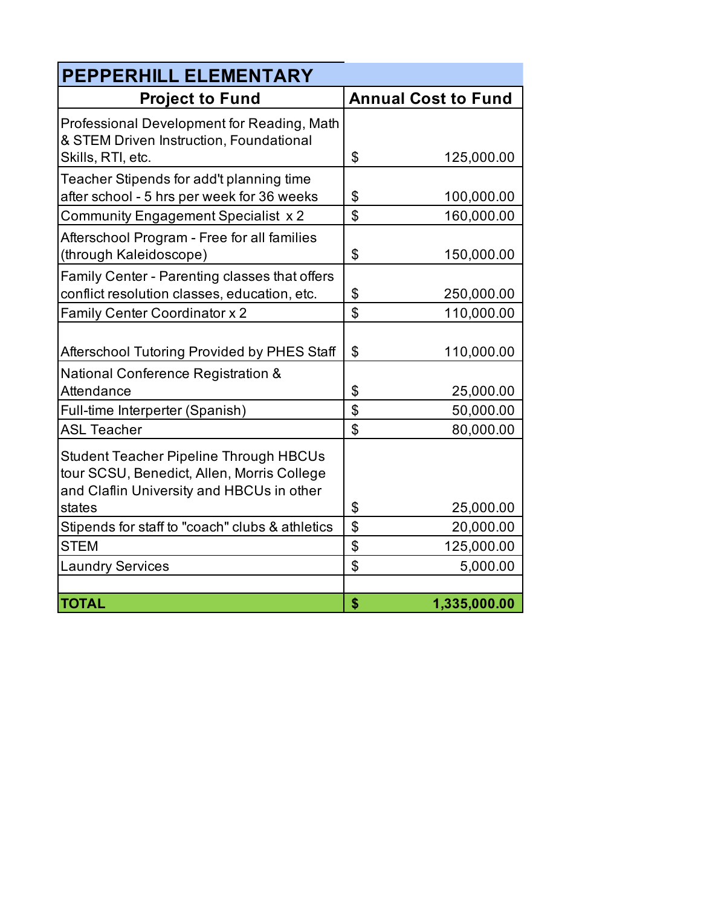| PEPPERHILL ELEMENTARY | |
|---|---|
| **Project to Fund** | **Annual Cost to Fund** |
| Professional Development for Reading, Math & STEM Driven Instruction, Foundational Skills, RTI, etc. | $ 125,000.00 |
| Teacher Stipends for add't planning time after school - 5 hrs per week for 36 weeks | $ 100,000.00 |
| Community Engagement Specialist x 2 | $ 160,000.00 |
| Afterschool Program - Free for all families (through Kaleidoscope) | $ 150,000.00 |
| Family Center - Parenting classes that offers conflict resolution classes, education, etc. | $ 250,000.00 |
| Family Center Coordinator x 2 | $ 110,000.00 |
| Afterschool Tutoring Provided by PHES Staff | $ 110,000.00 |
| National Conference Registration & Attendance | $ 25,000.00 |
| Full-time Interperter (Spanish) | $ 50,000.00 |
| ASL Teacher | $ 80,000.00 |
| Student Teacher Pipeline Through HBCUs tour SCSU, Benedict, Allen, Morris College and Claflin University and HBCUs in other states | $ 25,000.00 |
| Stipends for staff to "coach" clubs & athletics | $ 20,000.00 |
| STEM | $ 125,000.00 |
| Laundry Services | $ 5,000.00 |
| | |
| **TOTAL** | **$ 1,335,000.00** |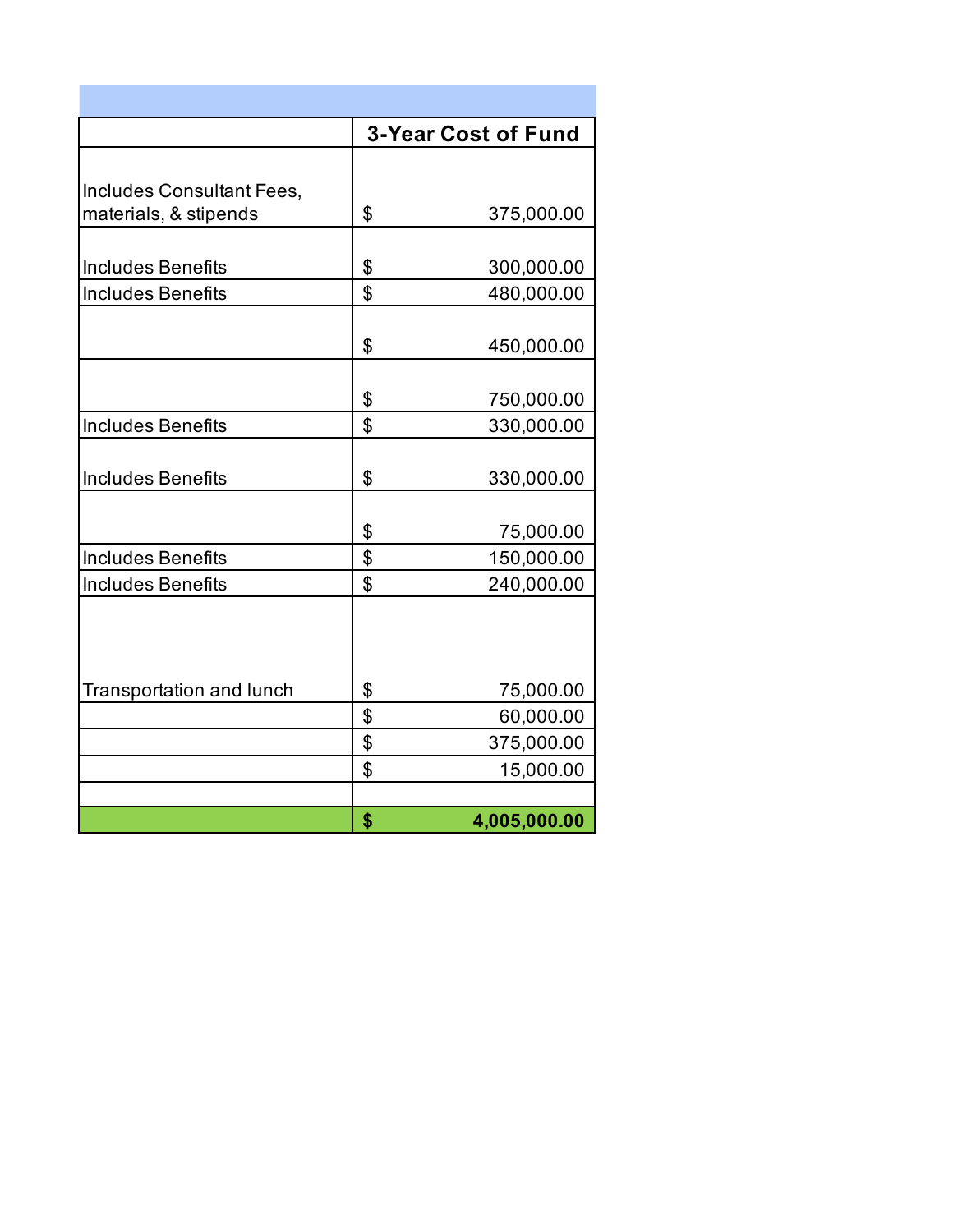| | 3-Year Cost of Fund |
|---|---|
| Includes Consultant Fees, materials, & stipends | $ 375,000.00 |
| Includes Benefits | $ 300,000.00 |
| Includes Benefits | $ 480,000.00 |
| | $ 450,000.00 |
| | $ 750,000.00 |
| Includes Benefits | $ 330,000.00 |
| Includes Benefits | $ 330,000.00 |
| | $ 75,000.00 |
| Includes Benefits | $ 150,000.00 |
| Includes Benefits | $ 240,000.00 |
| Transportation and lunch | $ 75,000.00 |
| | $ 60,000.00 |
| | $ 375,000.00 |
| | $ 15,000.00 |
| | |
| | **$ 4,005,000.00** |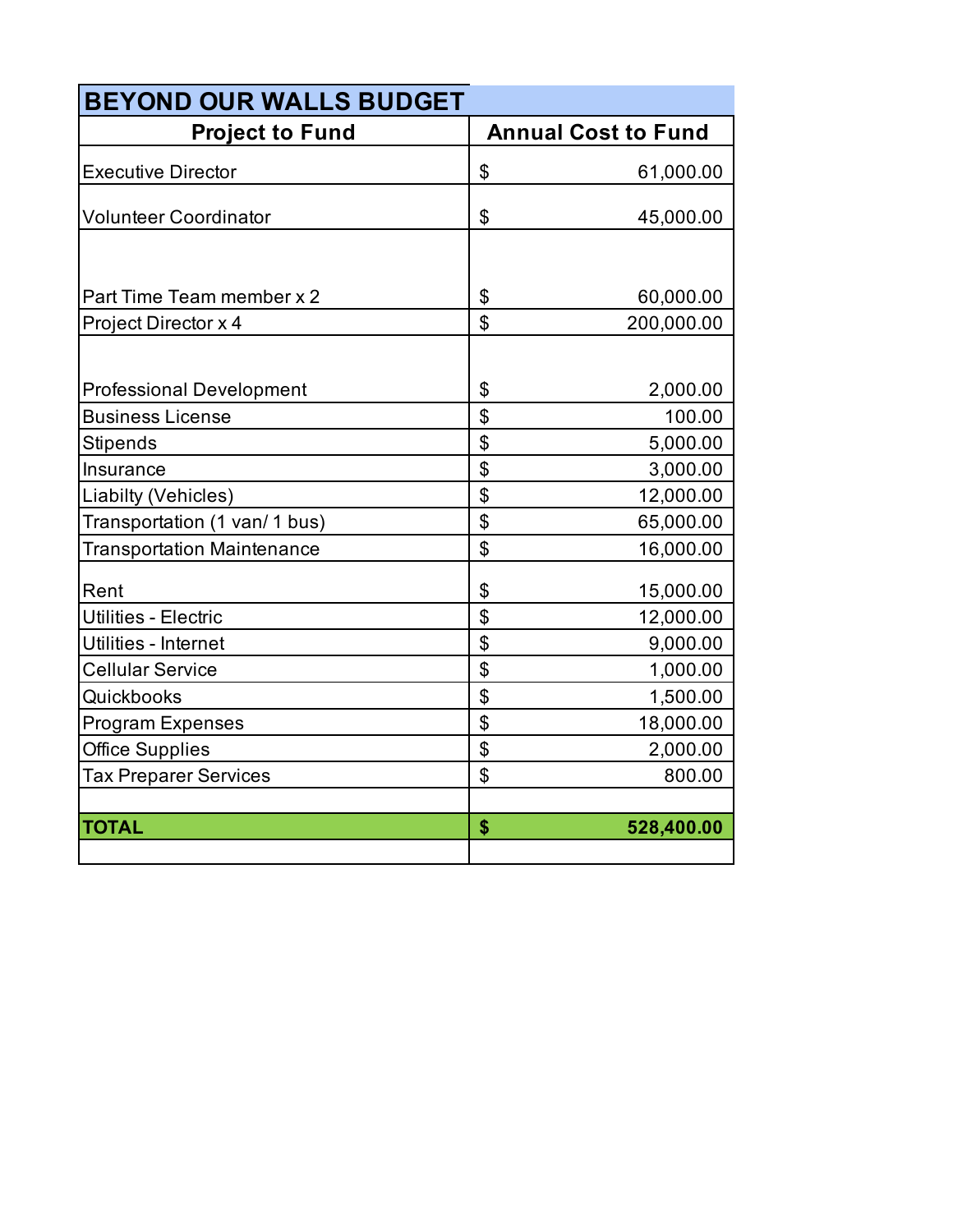| BEYOND OUR WALLS BUDGET | |
|---|---|
| **Project to Fund** | **Annual Cost to Fund** |
| Executive Director | $ 61,000.00 |
| Volunteer Coordinator | $ 45,000.00 |
| Part Time Team member x 2 | $ 60,000.00 |
| Project Director x 4 | $ 200,000.00 |
| Professional Development | $ 2,000.00 |
| Business License | $ 100.00 |
| Stipends | $ 5,000.00 |
| Insurance | $ 3,000.00 |
| Liabilty (Vehicles) | $ 12,000.00 |
| Transportation (1 van/ 1 bus) | $ 65,000.00 |
| Transportation Maintenance | $ 16,000.00 |
| Rent | $ 15,000.00 |
| Utilities - Electric | $ 12,000.00 |
| Utilities - Internet | $ 9,000.00 |
| Cellular Service | $ 1,000.00 |
| Quickbooks | $ 1,500.00 |
| Program Expenses | $ 18,000.00 |
| Office Supplies | $ 2,000.00 |
| Tax Preparer Services | $ 800.00 |
| | |
| **TOTAL** | **$ 528,400.00** |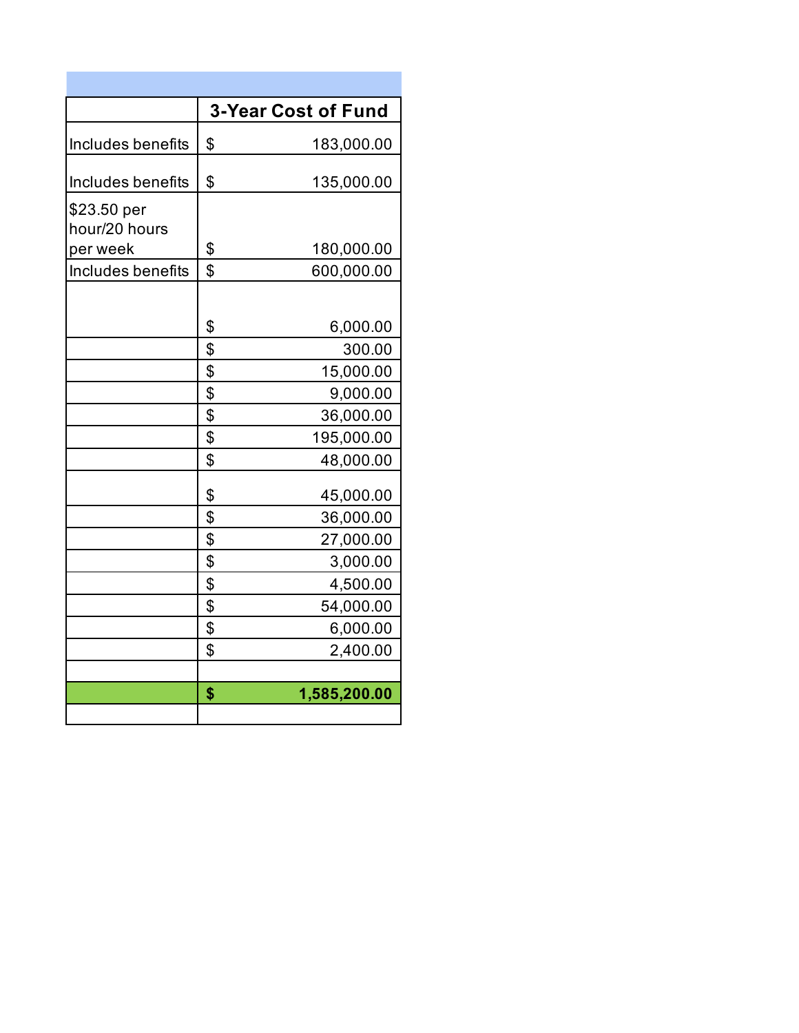| | 3-Year Cost of Fund |
|---|---|
| Includes benefits | $ 183,000.00 |
| Includes benefits | $ 135,000.00 |
| $23.50 per hour/20 hours per week | $ 180,000.00 |
| Includes benefits | $ 600,000.00 |
| | $ 6,000.00 |
| | $ 300.00 |
| | $ 15,000.00 |
| | $ 9,000.00 |
| | $ 36,000.00 |
| | $ 195,000.00 |
| | $ 48,000.00 |
| | $ 45,000.00 |
| | $ 36,000.00 |
| | $ 27,000.00 |
| | $ 3,000.00 |
| | $ 4,500.00 |
| | $ 54,000.00 |
| | $ 6,000.00 |
| | $ 2,400.00 |
| | |
| | **$ 1,585,200.00** |
| | |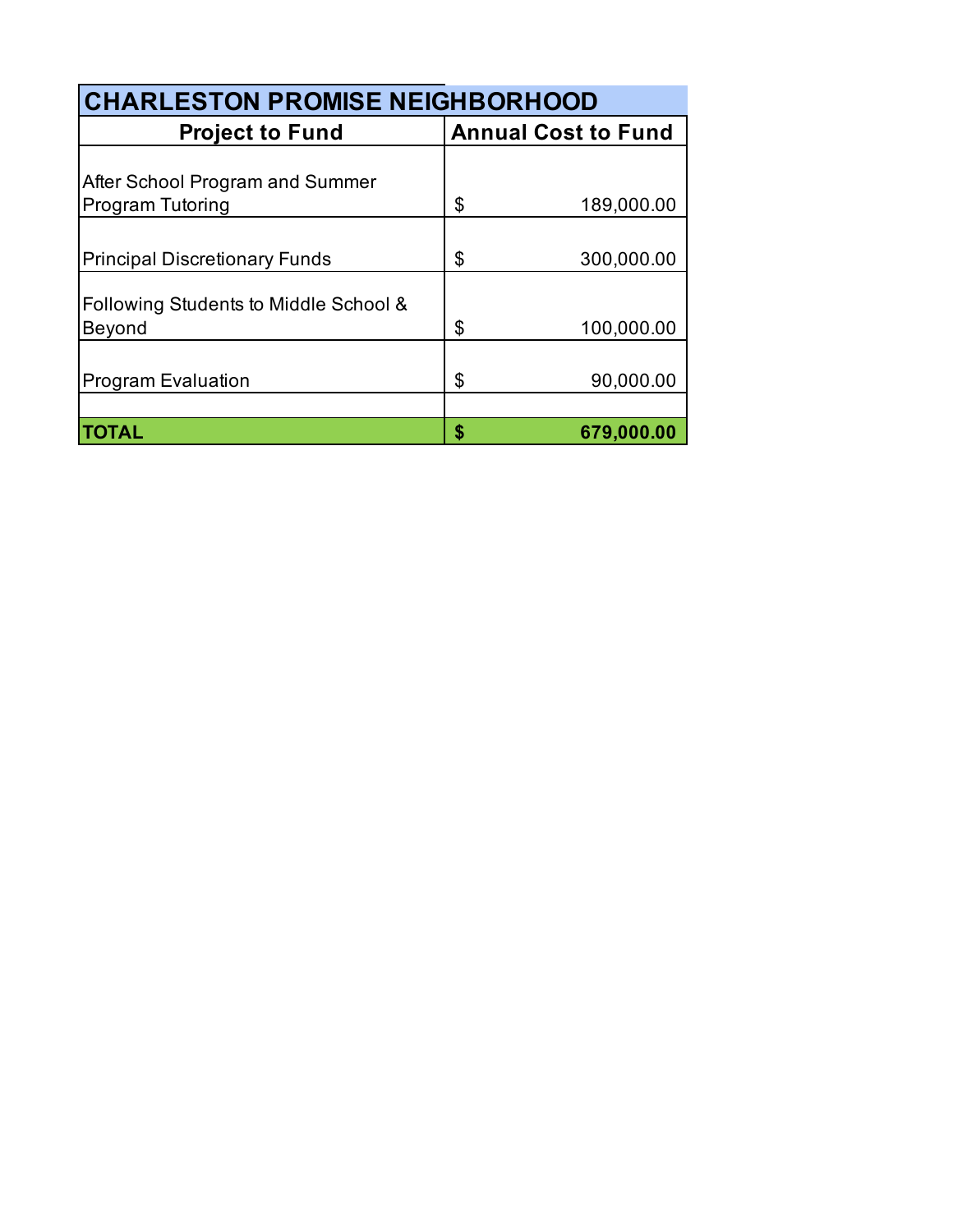| CHARLESTON PROMISE NEIGHBORHOOD | |
|---|---|
| **Project to Fund** | **Annual Cost to Fund** |
| After School Program and Summer Program Tutoring | $ 189,000.00 |
| Principal Discretionary Funds | $ 300,000.00 |
| Following Students to Middle School & Beyond | $ 100,000.00 |
| Program Evaluation | $ 90,000.00 |
| | |
| **TOTAL** | **$ 679,000.00** |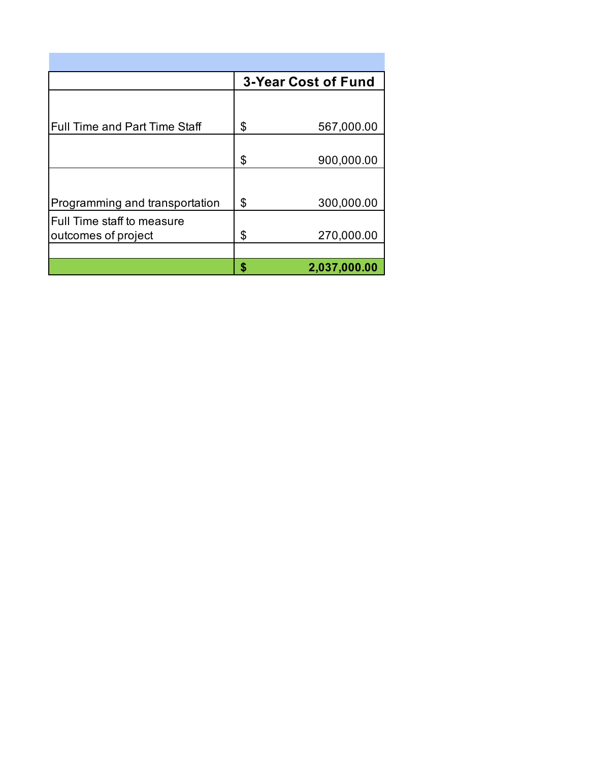| | 3-Year Cost of Fund |
|---|---|
| Full Time and Part Time Staff | $ 567,000.00 |
| | $ 900,000.00 |
| Programming and transportation | $ 300,000.00 |
| Full Time staff to measure outcomes of project | $ 270,000.00 |
| | |
| | **$ 2,037,000.00** |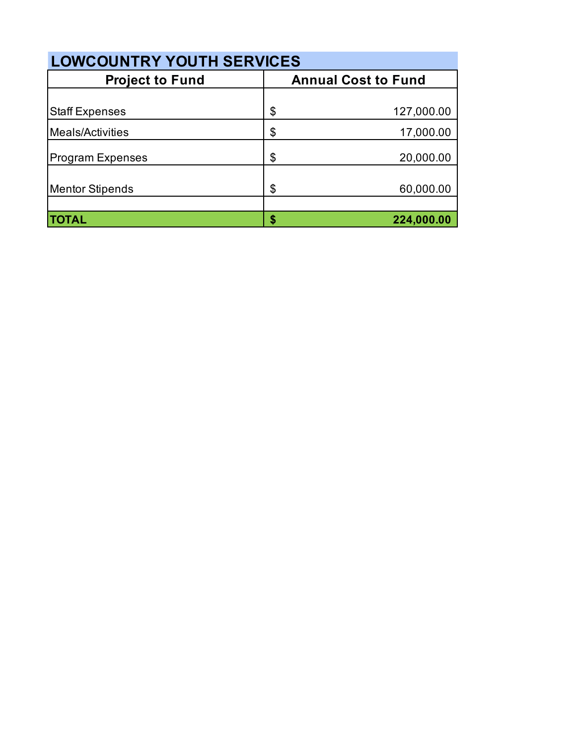| LOWCOUNTRY YOUTH SERVICES | |
|---|---|
| **Project to Fund** | **Annual Cost to Fund** |
| Staff Expenses | $ 127,000.00 |
| Meals/Activities | $ 17,000.00 |
| Program Expenses | $ 20,000.00 |
| Mentor Stipends | $ 60,000.00 |
| | |
| **TOTAL** | **$ 224,000.00** |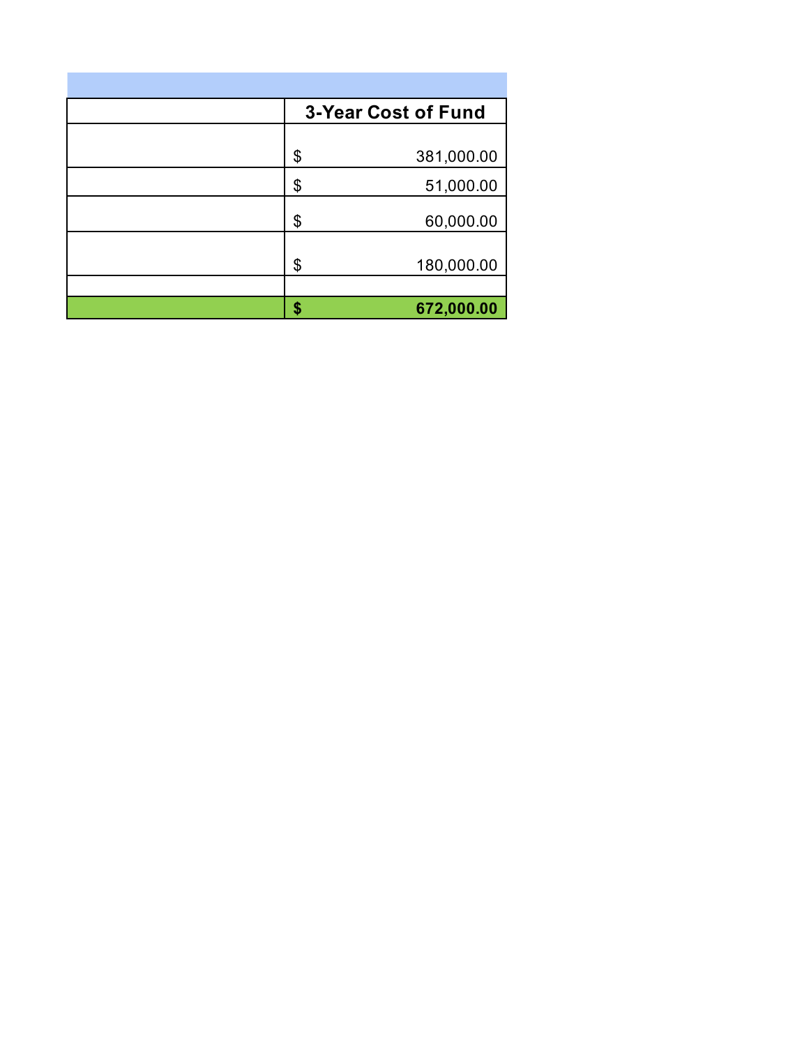| | 3-Year Cost of Fund |
|---|---|
| | $ 381,000.00 |
| | $ 51,000.00 |
| | $ 60,000.00 |
| | $ 180,000.00 |
| | |
| | **$ 672,000.00** |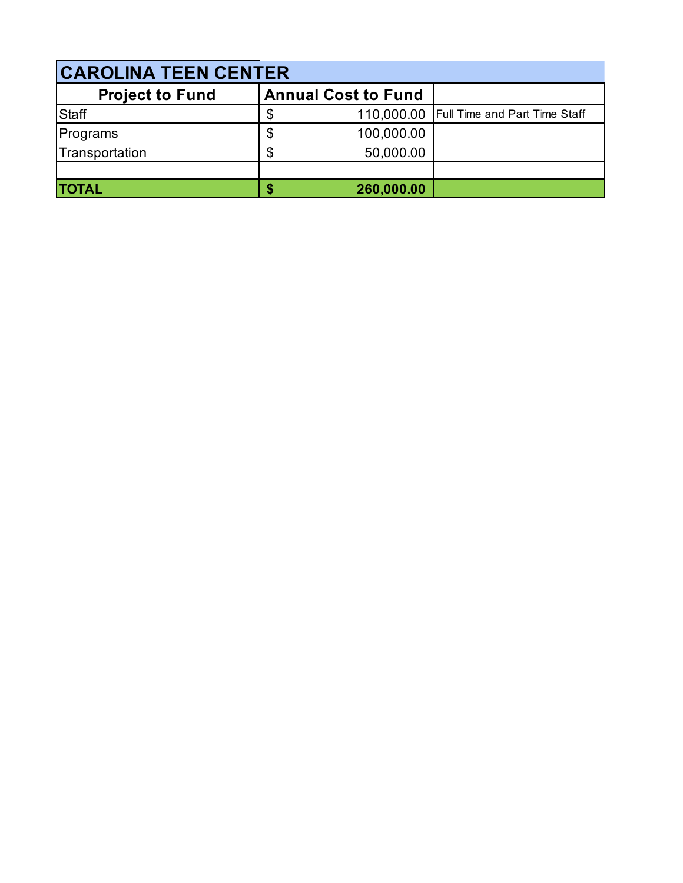## CAROLINA TEEN CENTER

| Project to Fund | Annual Cost to Fund | |
|---|---|---|
| Staff | $ 110,000.00 | Full Time and Part Time Staff |
| Programs | $ 100,000.00 | |
| Transportation | $ 50,000.00 | |
| | | |
| **TOTAL** | **$ 260,000.00** | |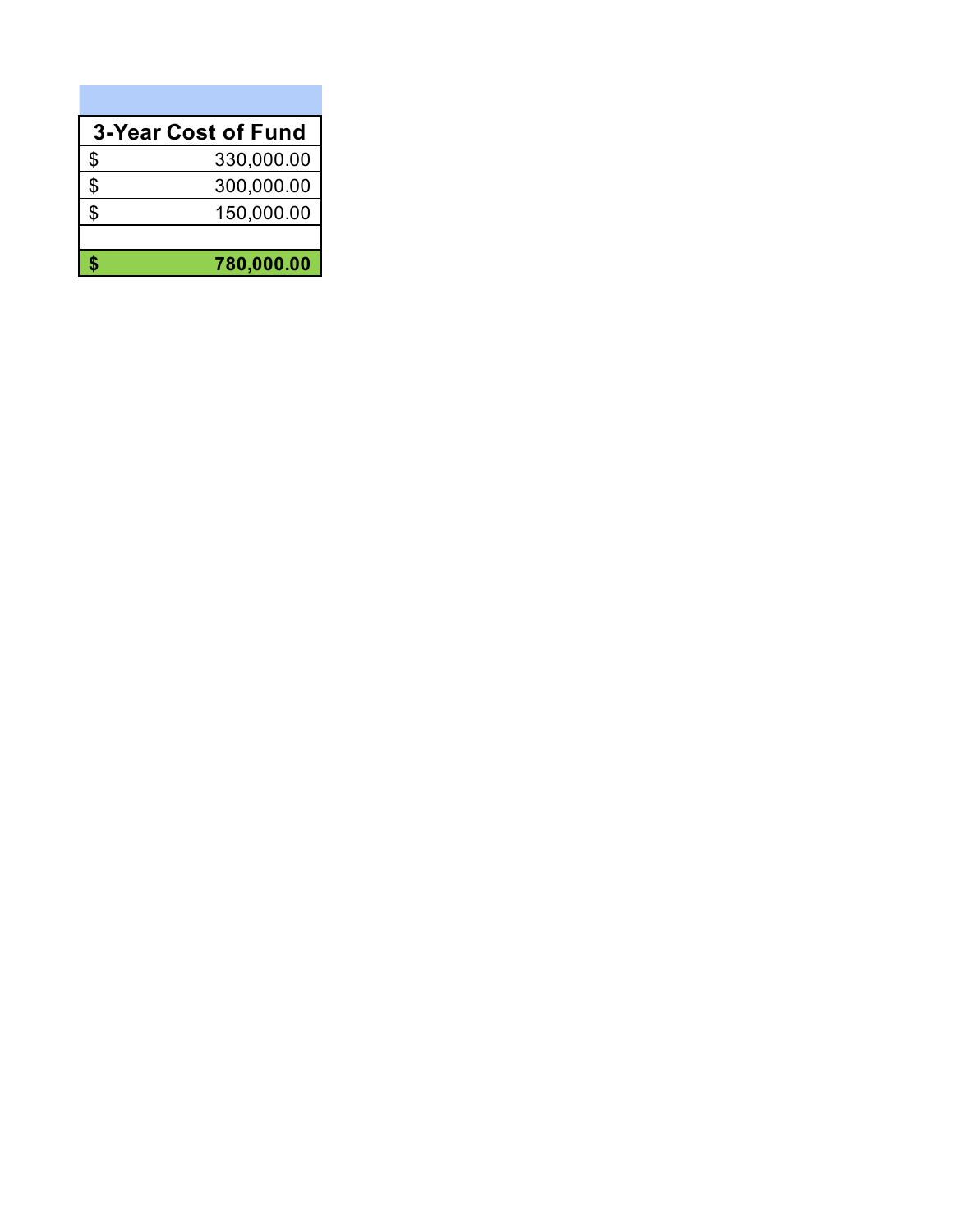| 3-Year Cost of Fund |
| --- |
| $ 330,000.00 |
| $ 300,000.00 |
| $ 150,000.00 |
| |
| **$ 780,000.00** |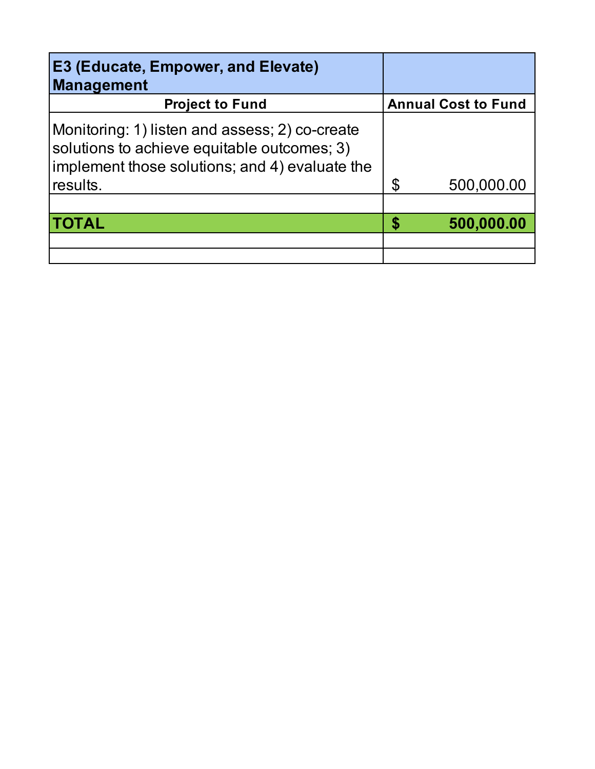| E3 (Educate, Empower, and Elevate) Management | |
|---|---|
| **Project to Fund** | **Annual Cost to Fund** |
| Monitoring: 1) listen and assess; 2) co-create solutions to achieve equitable outcomes; 3) implement those solutions; and 4) evaluate the results. | $ 500,000.00 |
| | |
| **TOTAL** | **$ 500,000.00** |
| | |
| | |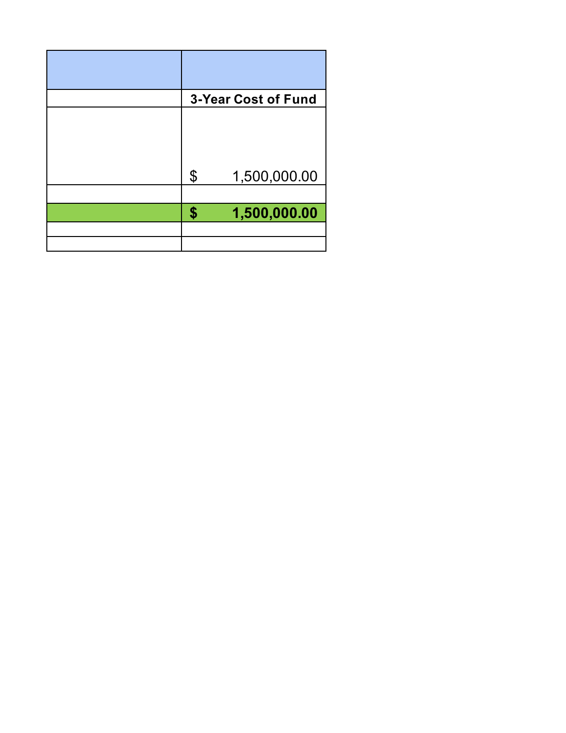| | |
|---|---|
| | 3-Year Cost of Fund |
| | $ 1,500,000.00 |
| | |
| | **$ 1,500,000.00** |
| | |
| | |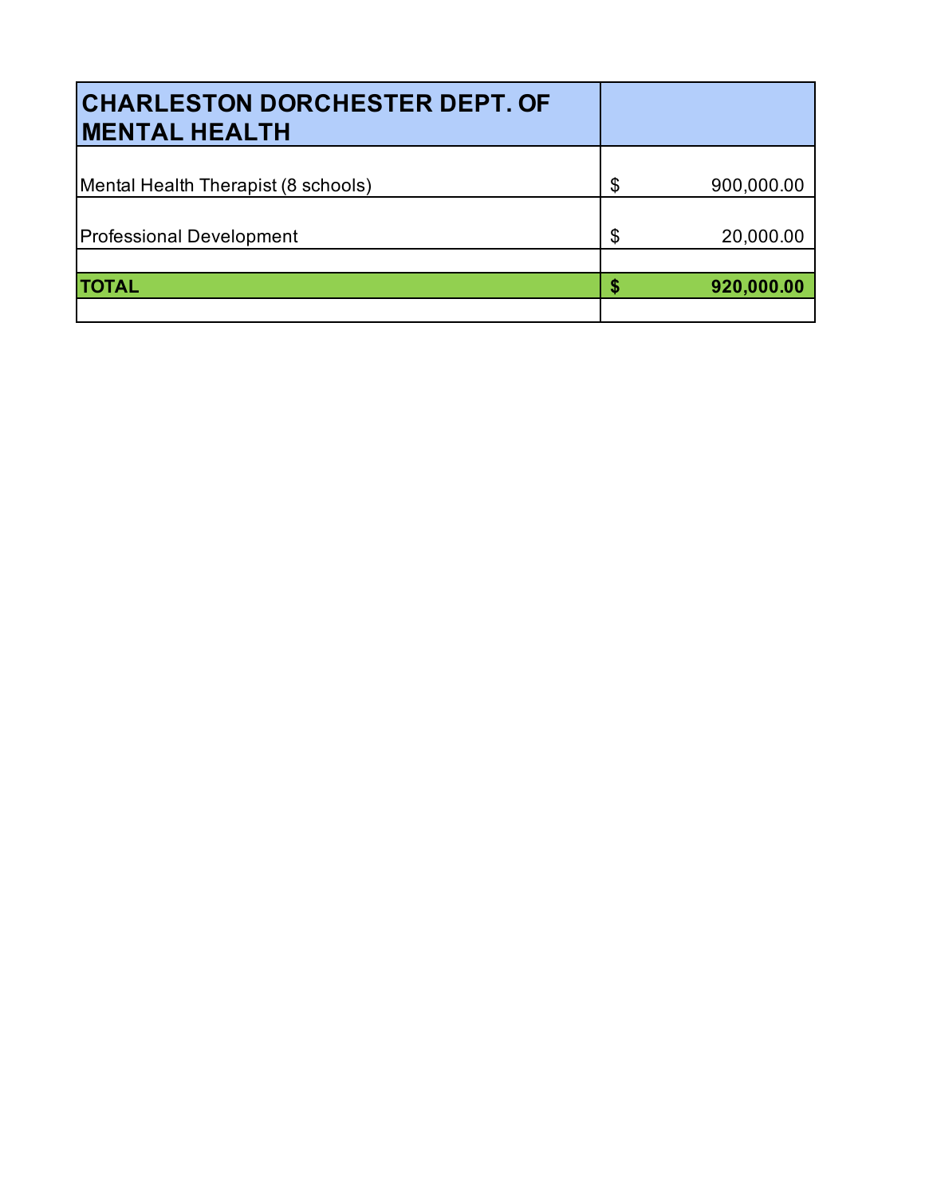| CHARLESTON DORCHESTER DEPT. OF MENTAL HEALTH | |
|---|---|
| Mental Health Therapist (8 schools) | $ 900,000.00 |
| Professional Development | $ 20,000.00 |
| | |
| **TOTAL** | **$ 920,000.00** |
| | |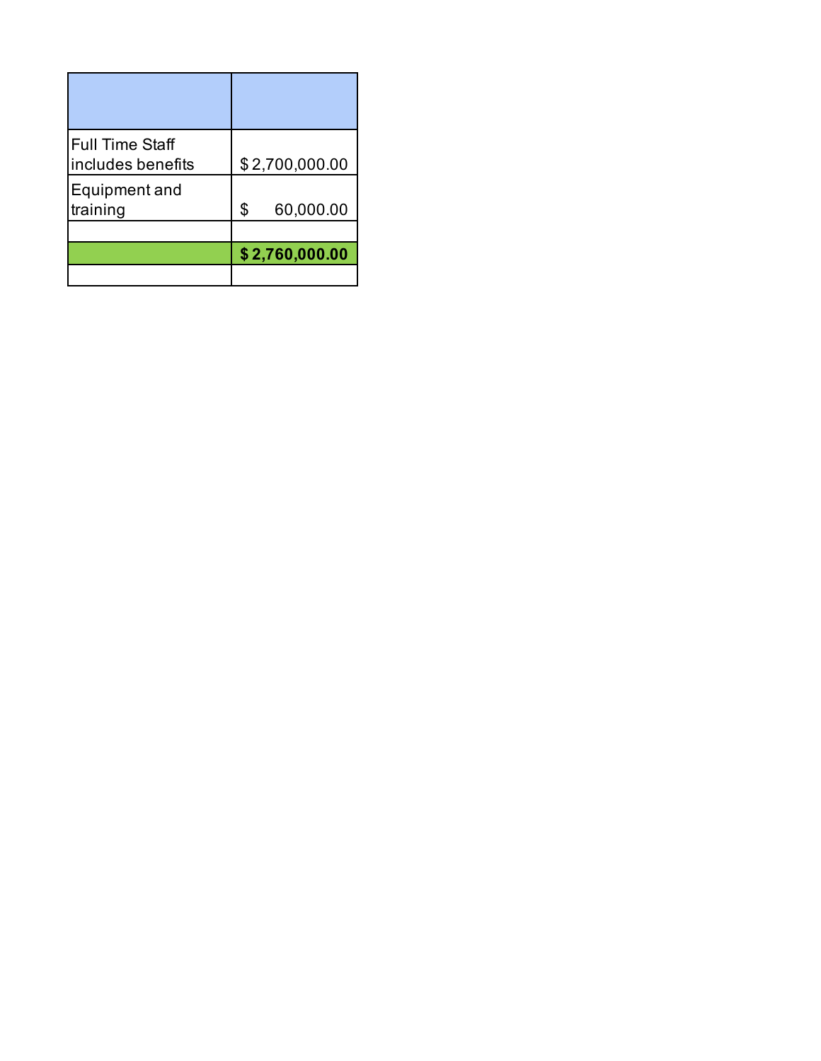| | |
|---|---|
| Full Time Staff includes benefits | $ 2,700,000.00 |
| Equipment and training | $ 60,000.00 |
| | |
| | **$ 2,760,000.00** |
| | |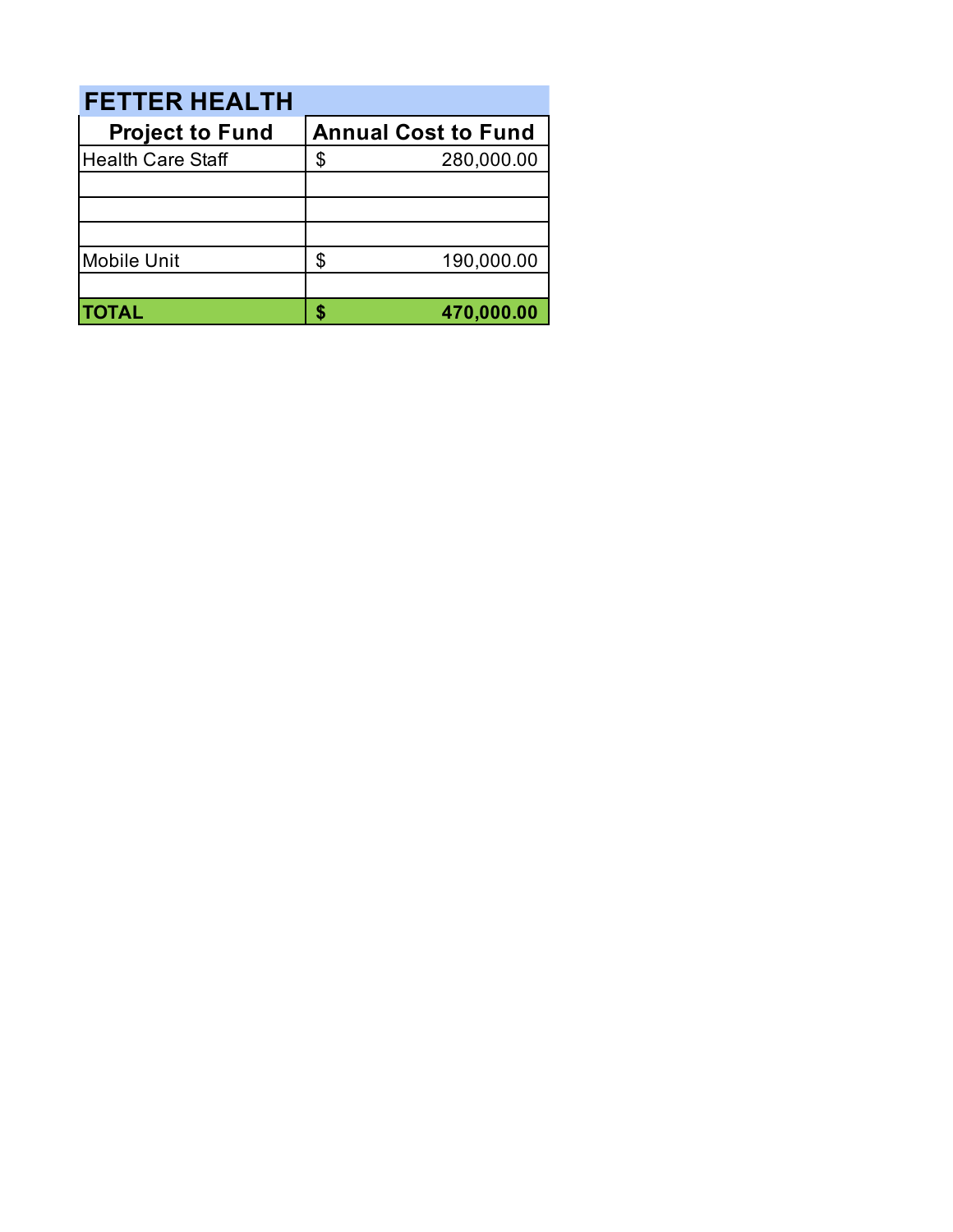## FETTER HEALTH

| Project to Fund | Annual Cost to Fund |
|---|---|
| Health Care Staff | $ 280,000.00 |
| | |
| | |
| | |
| Mobile Unit | $ 190,000.00 |
| | |
| **TOTAL** | **$ 470,000.00** |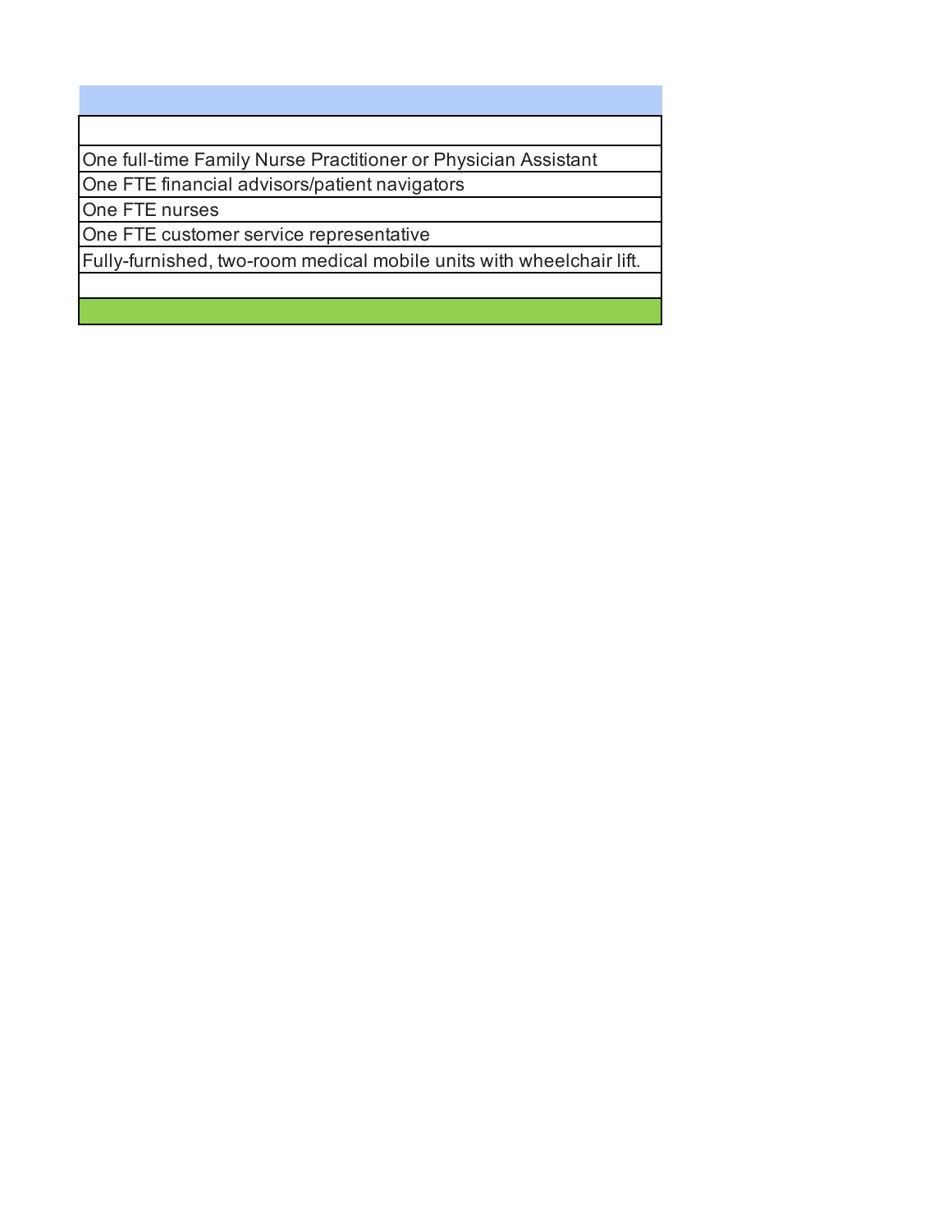| |
|---|
| |
| One full-time Family Nurse Practitioner or Physician Assistant |
| One FTE financial advisors/patient navigators |
| One FTE nurses |
| One FTE customer service representative |
| Fully-furnished, two-room medical mobile units with wheelchair lift. |
| |
| |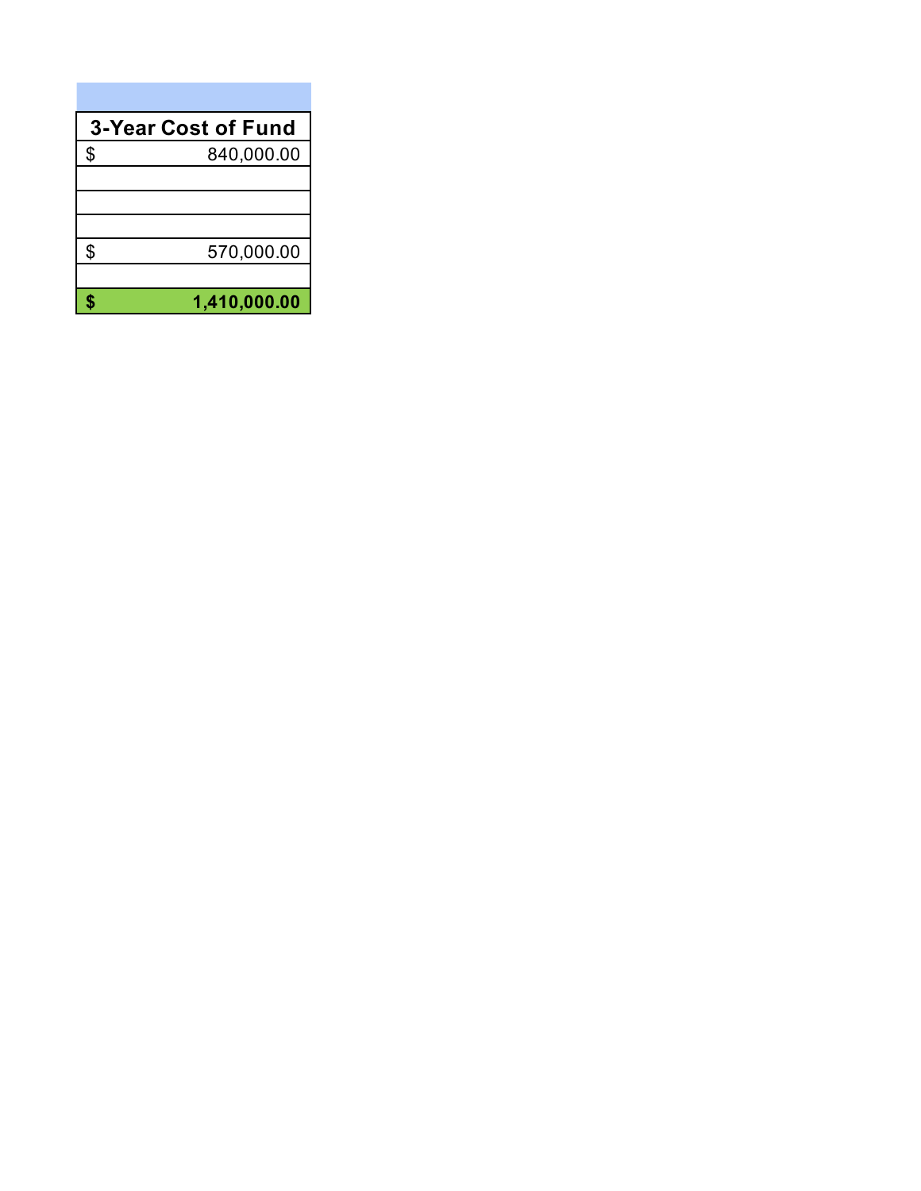| 3-Year Cost of Fund |
|---|
| $ 840,000.00 |
| |
| |
| |
| $ 570,000.00 |
| |
| **$ 1,410,000.00** |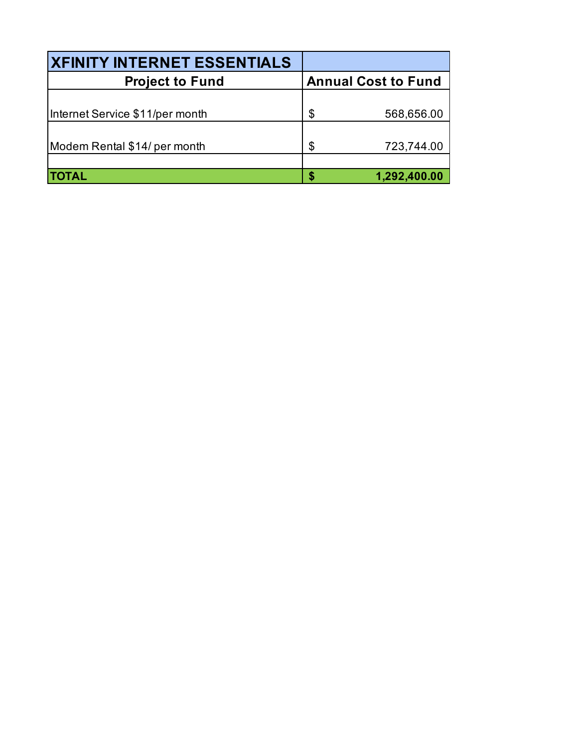| XFINITY INTERNET ESSENTIALS | |
|---|---|
| **Project to Fund** | **Annual Cost to Fund** |
| Internet Service $11/per month | $ 568,656.00 |
| Modem Rental $14/ per month | $ 723,744.00 |
| | |
| **TOTAL** | **$ 1,292,400.00** |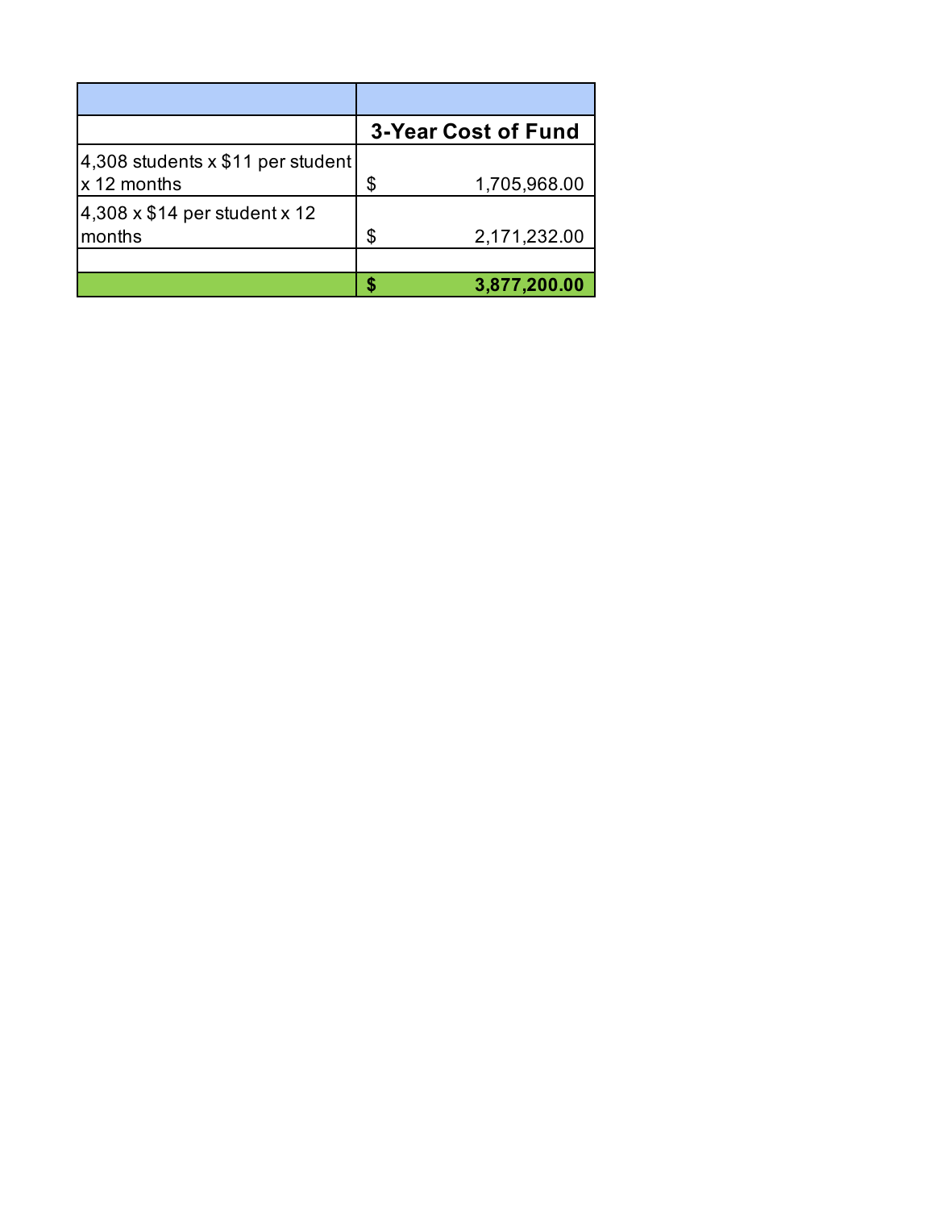| | |
|---|---|
| | **3-Year Cost of Fund** |
| 4,308 students x $11 per student x 12 months | $ 1,705,968.00 |
| 4,308 x $14 per student x 12 months | $ 2,171,232.00 |
| | |
| | **$ 3,877,200.00** |